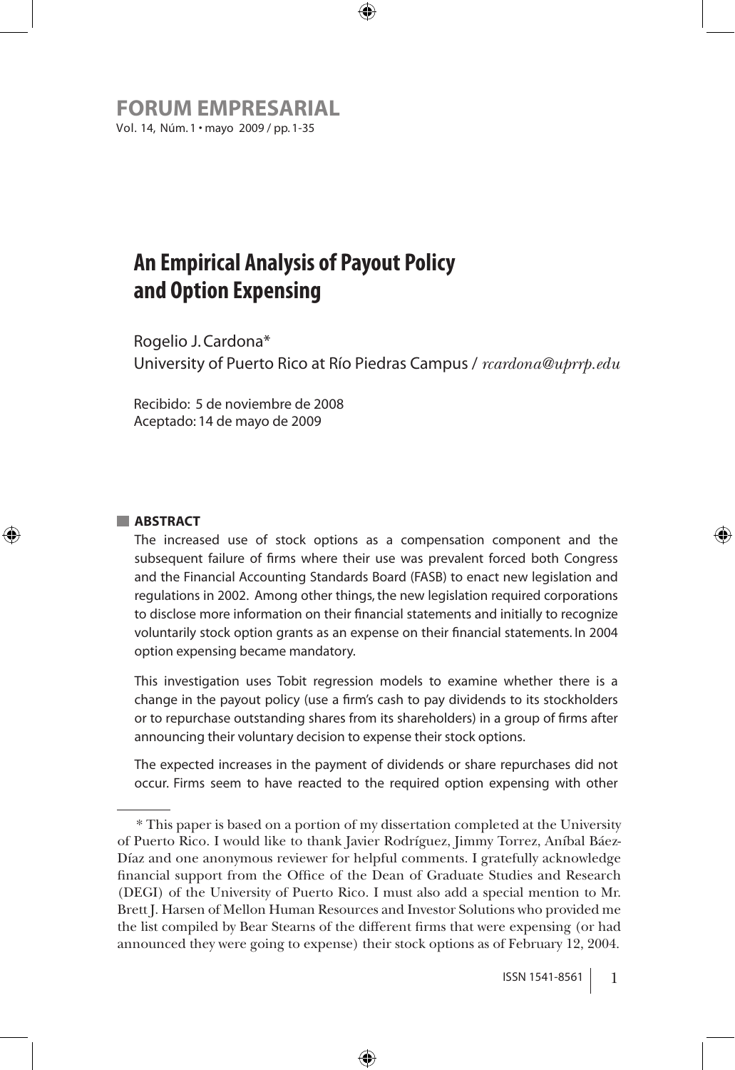# An Empirical Analysis of Payout Policy and Option Expensing

Rogelio J. Cardona*

University of Puerto Rico at Río Piedras Campus / *rcardona@uprrp.edu*

Recibido: 5 de noviembre de 2008

Aceptado: 14 de mayo de 2009

## ABSTRACT

The increased use of stock options as a compensation component and the subsequent failure of firms where their use was prevalent forced both Congress and the Financial Accounting Standards Board (FASB) to enact new legislation and regulations in 2002. Among other things, the new legislation required corporations to disclose more information on their financial statements and initially to recognize voluntarily stock option grants as an expense on their financial statements. In 2004 option expensing became mandatory.

This investigation uses Tobit regression models to examine whether there is a change in the payout policy (use a firm's cash to pay dividends to its stockholders or to repurchase outstanding shares from its shareholders) in a group of firms after announcing their voluntary decision to expense their stock options.

The expected increases in the payment of dividends or share repurchases did not occur. Firms seem to have reacted to the required option expensing with other

---

\* This paper is based on a portion of my dissertation completed at the University of Puerto Rico. I would like to thank Javier Rodríguez, Jimmy Torrez, Aníbal Báez-Díaz and one anonymous reviewer for helpful comments. I gratefully acknowledge financial support from the Office of the Dean of Graduate Studies and Research (DEGI) of the University of Puerto Rico. I must also add a special mention to Mr. Brett J. Harsen of Mellon Human Resources and Investor Solutions who provided me the list compiled by Bear Stearns of the different firms that were expensing (or had announced they were going to expense) their stock options as of February 12, 2004.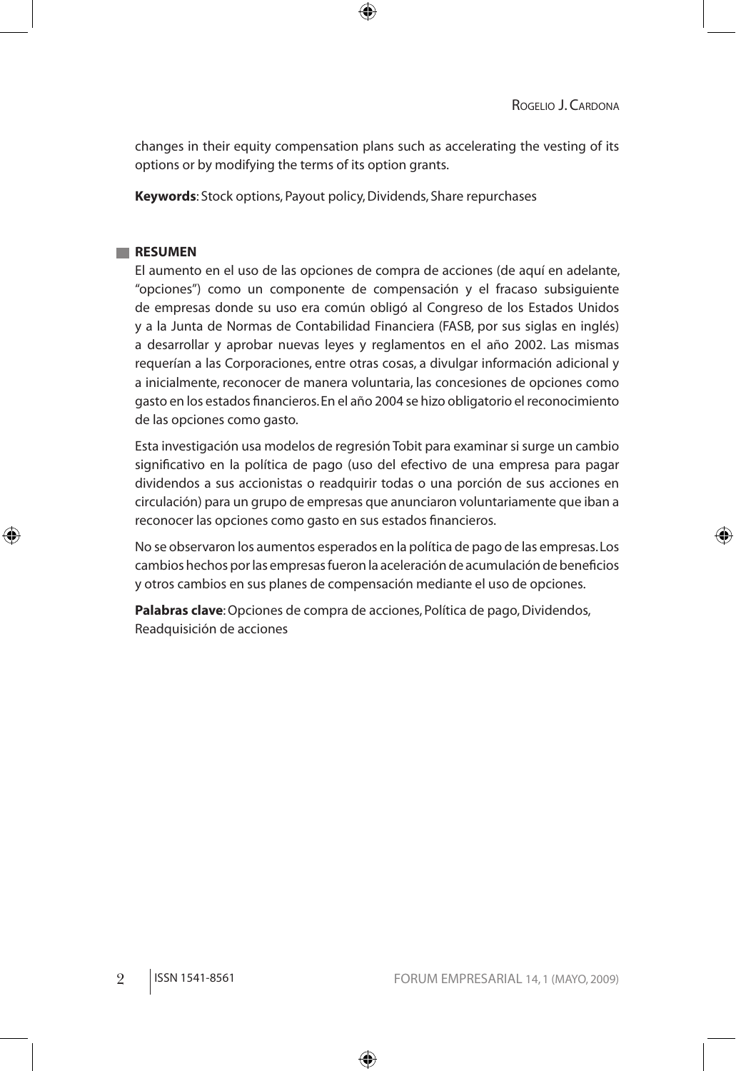changes in their equity compensation plans such as accelerating the vesting of its options or by modifying the terms of its option grants.

**Keywords**: Stock options, Payout policy, Dividends, Share repurchases

## RESUMEN

El aumento en el uso de las opciones de compra de acciones (de aquí en adelante, "opciones") como un componente de compensación y el fracaso subsiguiente de empresas donde su uso era común obligó al Congreso de los Estados Unidos y a la Junta de Normas de Contabilidad Financiera (FASB, por sus siglas en inglés) a desarrollar y aprobar nuevas leyes y reglamentos en el año 2002. Las mismas requerían a las Corporaciones, entre otras cosas, a divulgar información adicional y a inicialmente, reconocer de manera voluntaria, las concesiones de opciones como gasto en los estados financieros. En el año 2004 se hizo obligatorio el reconocimiento de las opciones como gasto.

Esta investigación usa modelos de regresión Tobit para examinar si surge un cambio significativo en la política de pago (uso del efectivo de una empresa para pagar dividendos a sus accionistas o readquirir todas o una porción de sus acciones en circulación) para un grupo de empresas que anunciaron voluntariamente que iban a reconocer las opciones como gasto en sus estados financieros.

No se observaron los aumentos esperados en la política de pago de las empresas. Los cambios hechos por las empresas fueron la aceleración de acumulación de beneficios y otros cambios en sus planes de compensación mediante el uso de opciones.

**Palabras clave**: Opciones de compra de acciones, Política de pago, Dividendos, Readquisición de acciones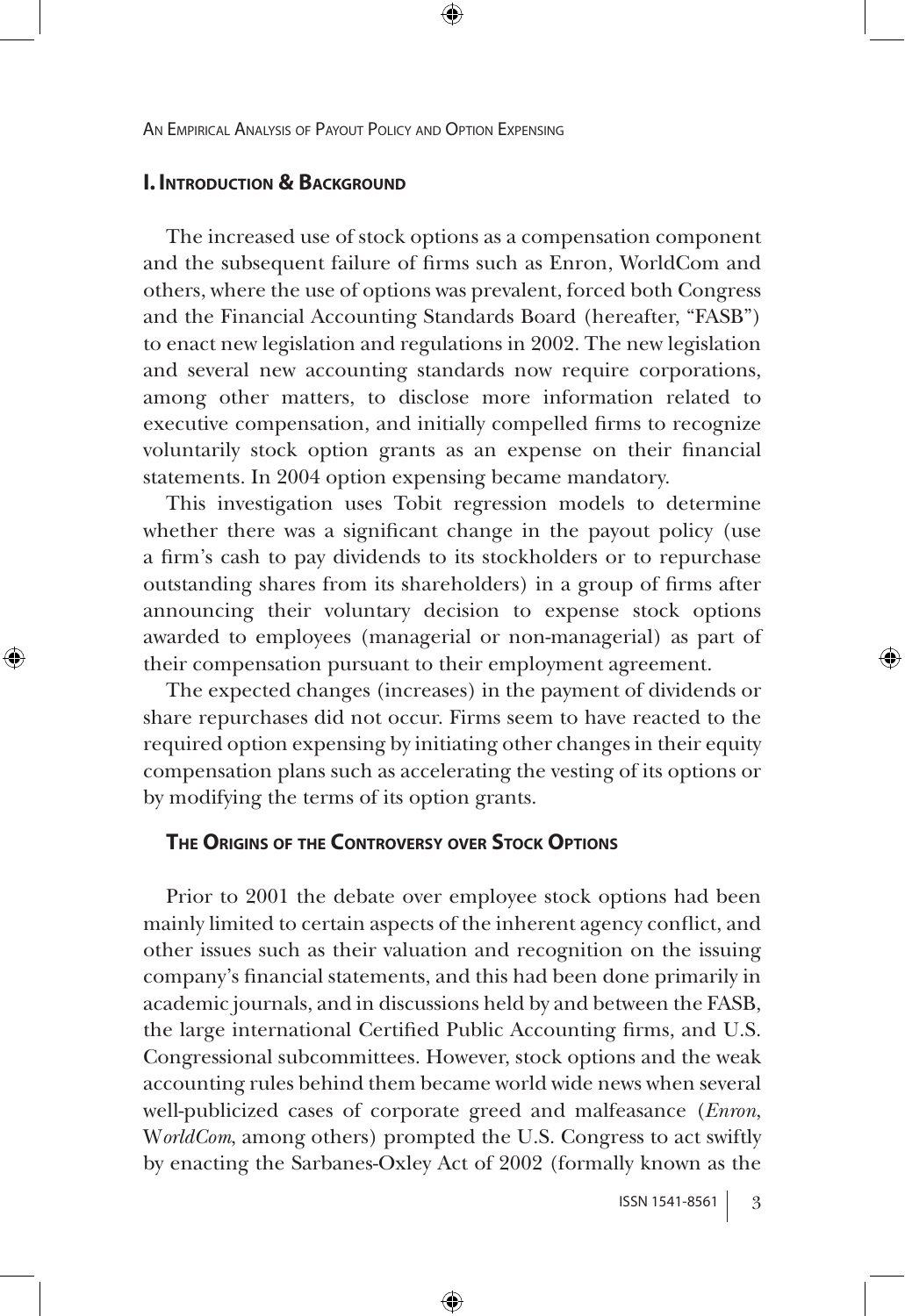## I. Introduction & Background

The increased use of stock options as a compensation component and the subsequent failure of firms such as Enron, WorldCom and others, where the use of options was prevalent, forced both Congress and the Financial Accounting Standards Board (hereafter, "FASB") to enact new legislation and regulations in 2002. The new legislation and several new accounting standards now require corporations, among other matters, to disclose more information related to executive compensation, and initially compelled firms to recognize voluntarily stock option grants as an expense on their financial statements. In 2004 option expensing became mandatory.

This investigation uses Tobit regression models to determine whether there was a significant change in the payout policy (use a firm's cash to pay dividends to its stockholders or to repurchase outstanding shares from its shareholders) in a group of firms after announcing their voluntary decision to expense stock options awarded to employees (managerial or non-managerial) as part of their compensation pursuant to their employment agreement.

The expected changes (increases) in the payment of dividends or share repurchases did not occur. Firms seem to have reacted to the required option expensing by initiating other changes in their equity compensation plans such as accelerating the vesting of its options or by modifying the terms of its option grants.

### The Origins of the Controversy over Stock Options

Prior to 2001 the debate over employee stock options had been mainly limited to certain aspects of the inherent agency conflict, and other issues such as their valuation and recognition on the issuing company's financial statements, and this had been done primarily in academic journals, and in discussions held by and between the FASB, the large international Certified Public Accounting firms, and U.S. Congressional subcommittees. However, stock options and the weak accounting rules behind them became world wide news when several well-publicized cases of corporate greed and malfeasance (*Enron*, *WorldCom*, among others) prompted the U.S. Congress to act swiftly by enacting the Sarbanes-Oxley Act of 2002 (formally known as the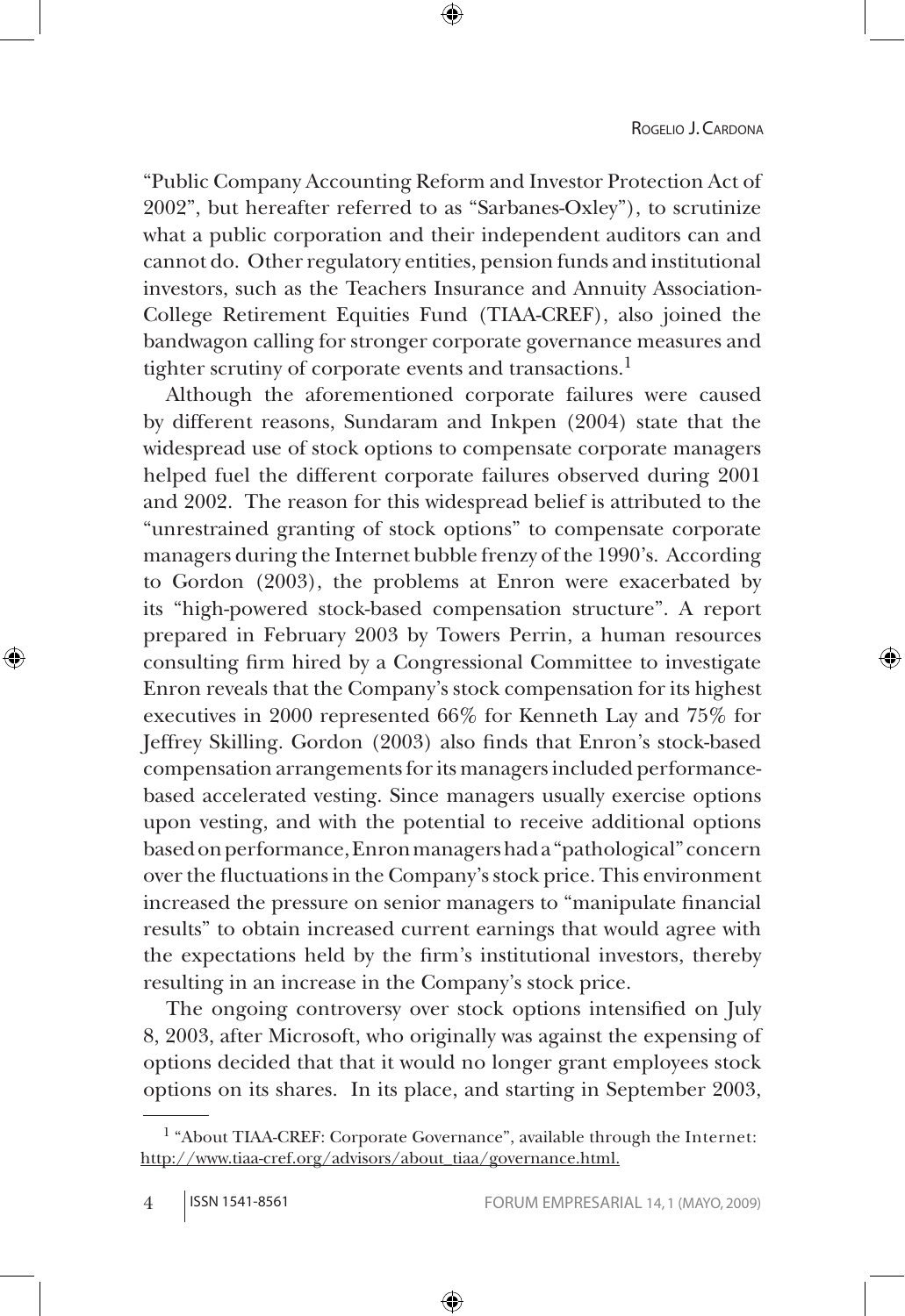"Public Company Accounting Reform and Investor Protection Act of 2002", but hereafter referred to as "Sarbanes-Oxley"), to scrutinize what a public corporation and their independent auditors can and cannot do. Other regulatory entities, pension funds and institutional investors, such as the Teachers Insurance and Annuity Association-College Retirement Equities Fund (TIAA-CREF), also joined the bandwagon calling for stronger corporate governance measures and tighter scrutiny of corporate events and transactions.[1]

Although the aforementioned corporate failures were caused by different reasons, Sundaram and Inkpen (2004) state that the widespread use of stock options to compensate corporate managers helped fuel the different corporate failures observed during 2001 and 2002. The reason for this widespread belief is attributed to the "unrestrained granting of stock options" to compensate corporate managers during the Internet bubble frenzy of the 1990's. According to Gordon (2003), the problems at Enron were exacerbated by its "high-powered stock-based compensation structure". A report prepared in February 2003 by Towers Perrin, a human resources consulting firm hired by a Congressional Committee to investigate Enron reveals that the Company's stock compensation for its highest executives in 2000 represented 66% for Kenneth Lay and 75% for Jeffrey Skilling. Gordon (2003) also finds that Enron's stock-based compensation arrangements for its managers included performance-based accelerated vesting. Since managers usually exercise options upon vesting, and with the potential to receive additional options based on performance, Enron managers had a "pathological" concern over the fluctuations in the Company's stock price. This environment increased the pressure on senior managers to "manipulate financial results" to obtain increased current earnings that would agree with the expectations held by the firm's institutional investors, thereby resulting in an increase in the Company's stock price.

The ongoing controversy over stock options intensified on July 8, 2003, after Microsoft, who originally was against the expensing of options decided that that it would no longer grant employees stock options on its shares. In its place, and starting in September 2003,

---

[1] "About TIAA-CREF: Corporate Governance", available through the Internet: http://www.tiaa-cref.org/advisors/about_tiaa/governance.html.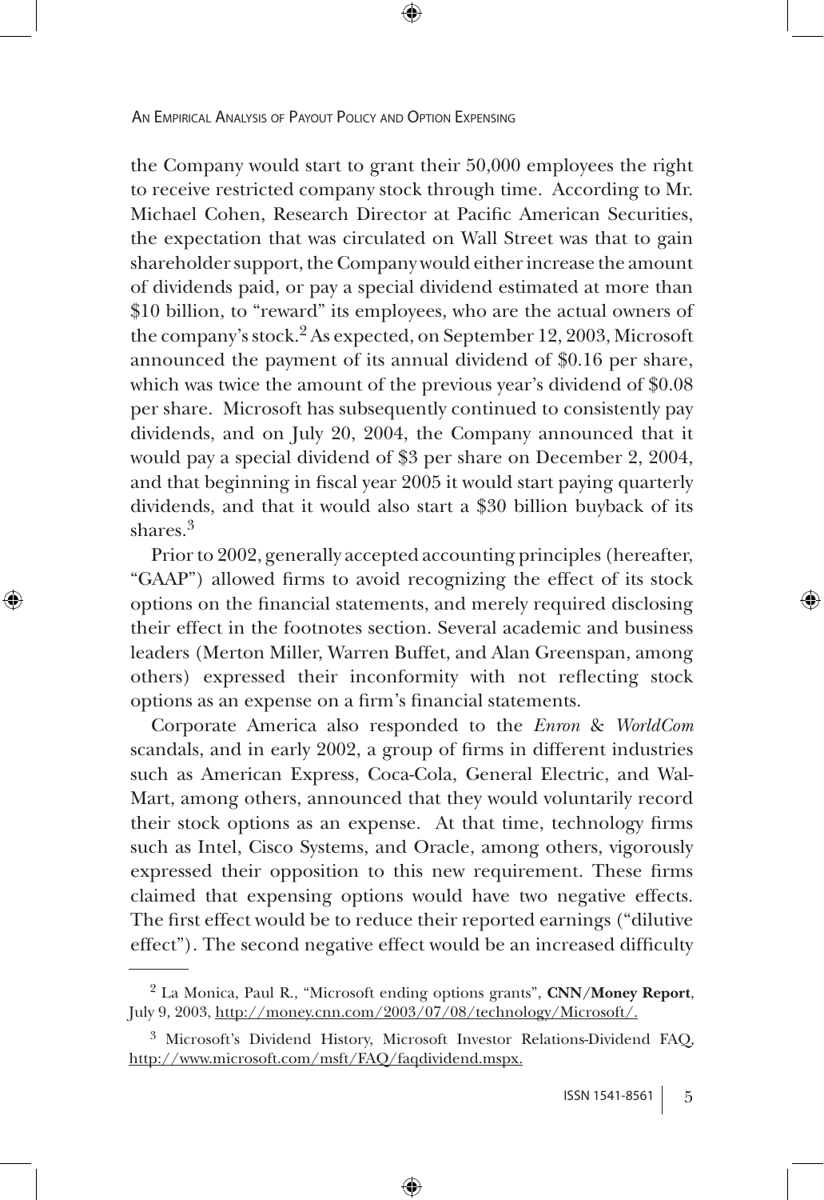the Company would start to grant their 50,000 employees the right to receive restricted company stock through time. According to Mr. Michael Cohen, Research Director at Pacific American Securities, the expectation that was circulated on Wall Street was that to gain shareholder support, the Company would either increase the amount of dividends paid, or pay a special dividend estimated at more than \$10 billion, to "reward" its employees, who are the actual owners of the company's stock.[2] As expected, on September 12, 2003, Microsoft announced the payment of its annual dividend of \$0.16 per share, which was twice the amount of the previous year's dividend of \$0.08 per share. Microsoft has subsequently continued to consistently pay dividends, and on July 20, 2004, the Company announced that it would pay a special dividend of \$3 per share on December 2, 2004, and that beginning in fiscal year 2005 it would start paying quarterly dividends, and that it would also start a \$30 billion buyback of its shares.[3]

Prior to 2002, generally accepted accounting principles (hereafter, "GAAP") allowed firms to avoid recognizing the effect of its stock options on the financial statements, and merely required disclosing their effect in the footnotes section. Several academic and business leaders (Merton Miller, Warren Buffet, and Alan Greenspan, among others) expressed their inconformity with not reflecting stock options as an expense on a firm's financial statements.

Corporate America also responded to the *Enron* & *WorldCom* scandals, and in early 2002, a group of firms in different industries such as American Express, Coca-Cola, General Electric, and Wal-Mart, among others, announced that they would voluntarily record their stock options as an expense. At that time, technology firms such as Intel, Cisco Systems, and Oracle, among others, vigorously expressed their opposition to this new requirement. These firms claimed that expensing options would have two negative effects. The first effect would be to reduce their reported earnings ("dilutive effect"). The second negative effect would be an increased difficulty

---

[2] La Monica, Paul R., "Microsoft ending options grants", **CNN/Money Report**, July 9, 2003, http://money.cnn.com/2003/07/08/technology/Microsoft/.

[3] Microsoft's Dividend History, Microsoft Investor Relations-Dividend FAQ, http://www.microsoft.com/msft/FAQ/faqdividend.mspx.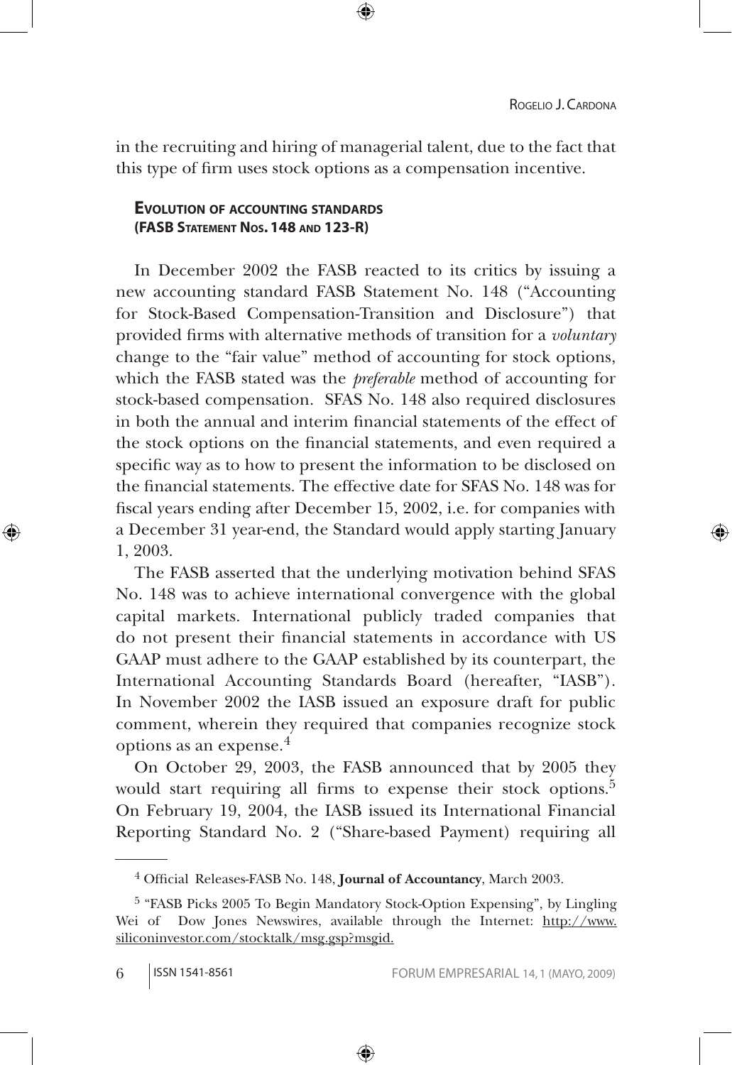in the recruiting and hiring of managerial talent, due to the fact that this type of firm uses stock options as a compensation incentive.

### Evolution of accounting standards (FASB Statement Nos. 148 and 123-R)

In December 2002 the FASB reacted to its critics by issuing a new accounting standard FASB Statement No. 148 ("Accounting for Stock-Based Compensation-Transition and Disclosure") that provided firms with alternative methods of transition for a *voluntary* change to the "fair value" method of accounting for stock options, which the FASB stated was the *preferable* method of accounting for stock-based compensation. SFAS No. 148 also required disclosures in both the annual and interim financial statements of the effect of the stock options on the financial statements, and even required a specific way as to how to present the information to be disclosed on the financial statements. The effective date for SFAS No. 148 was for fiscal years ending after December 15, 2002, i.e. for companies with a December 31 year-end, the Standard would apply starting January 1, 2003.

The FASB asserted that the underlying motivation behind SFAS No. 148 was to achieve international convergence with the global capital markets. International publicly traded companies that do not present their financial statements in accordance with US GAAP must adhere to the GAAP established by its counterpart, the International Accounting Standards Board (hereafter, "IASB"). In November 2002 the IASB issued an exposure draft for public comment, wherein they required that companies recognize stock options as an expense.[4]

On October 29, 2003, the FASB announced that by 2005 they would start requiring all firms to expense their stock options.[5] On February 19, 2004, the IASB issued its International Financial Reporting Standard No. 2 ("Share-based Payment) requiring all

---

[4] Official Releases-FASB No. 148, **Journal of Accountancy**, March 2003.

[5] "FASB Picks 2005 To Begin Mandatory Stock-Option Expensing", by Lingling Wei of Dow Jones Newswires, available through the Internet: http://www.siliconinvestor.com/stocktalk/msg.gsp?msgid.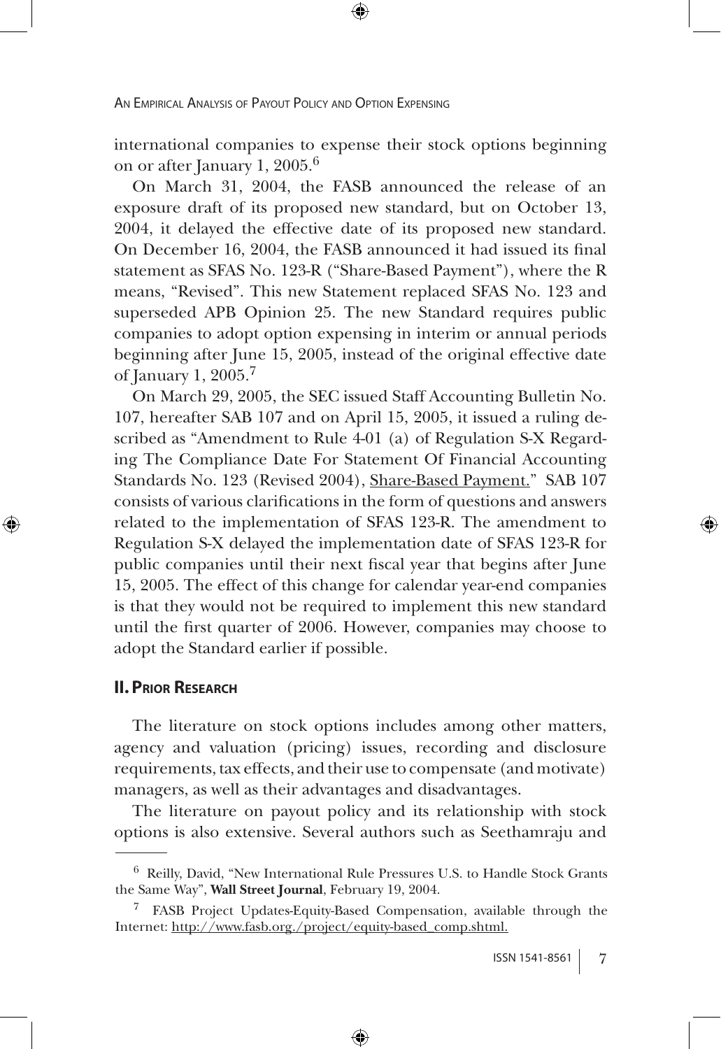international companies to expense their stock options beginning on or after January 1, 2005.[6]

On March 31, 2004, the FASB announced the release of an exposure draft of its proposed new standard, but on October 13, 2004, it delayed the effective date of its proposed new standard. On December 16, 2004, the FASB announced it had issued its final statement as SFAS No. 123-R ("Share-Based Payment"), where the R means, "Revised". This new Statement replaced SFAS No. 123 and superseded APB Opinion 25. The new Standard requires public companies to adopt option expensing in interim or annual periods beginning after June 15, 2005, instead of the original effective date of January 1, 2005.[7]

On March 29, 2005, the SEC issued Staff Accounting Bulletin No. 107, hereafter SAB 107 and on April 15, 2005, it issued a ruling described as "Amendment to Rule 4-01 (a) of Regulation S-X Regarding The Compliance Date For Statement Of Financial Accounting Standards No. 123 (Revised 2004), Share-Based Payment." SAB 107 consists of various clarifications in the form of questions and answers related to the implementation of SFAS 123-R. The amendment to Regulation S-X delayed the implementation date of SFAS 123-R for public companies until their next fiscal year that begins after June 15, 2005. The effect of this change for calendar year-end companies is that they would not be required to implement this new standard until the first quarter of 2006. However, companies may choose to adopt the Standard earlier if possible.

## II. Prior Research

The literature on stock options includes among other matters, agency and valuation (pricing) issues, recording and disclosure requirements, tax effects, and their use to compensate (and motivate) managers, as well as their advantages and disadvantages.

The literature on payout policy and its relationship with stock options is also extensive. Several authors such as Seethamraju and

---

[6] Reilly, David, "New International Rule Pressures U.S. to Handle Stock Grants the Same Way", **Wall Street Journal**, February 19, 2004.

[7] FASB Project Updates-Equity-Based Compensation, available through the Internet: http://www.fasb.org./project/equity-based_comp.shtml.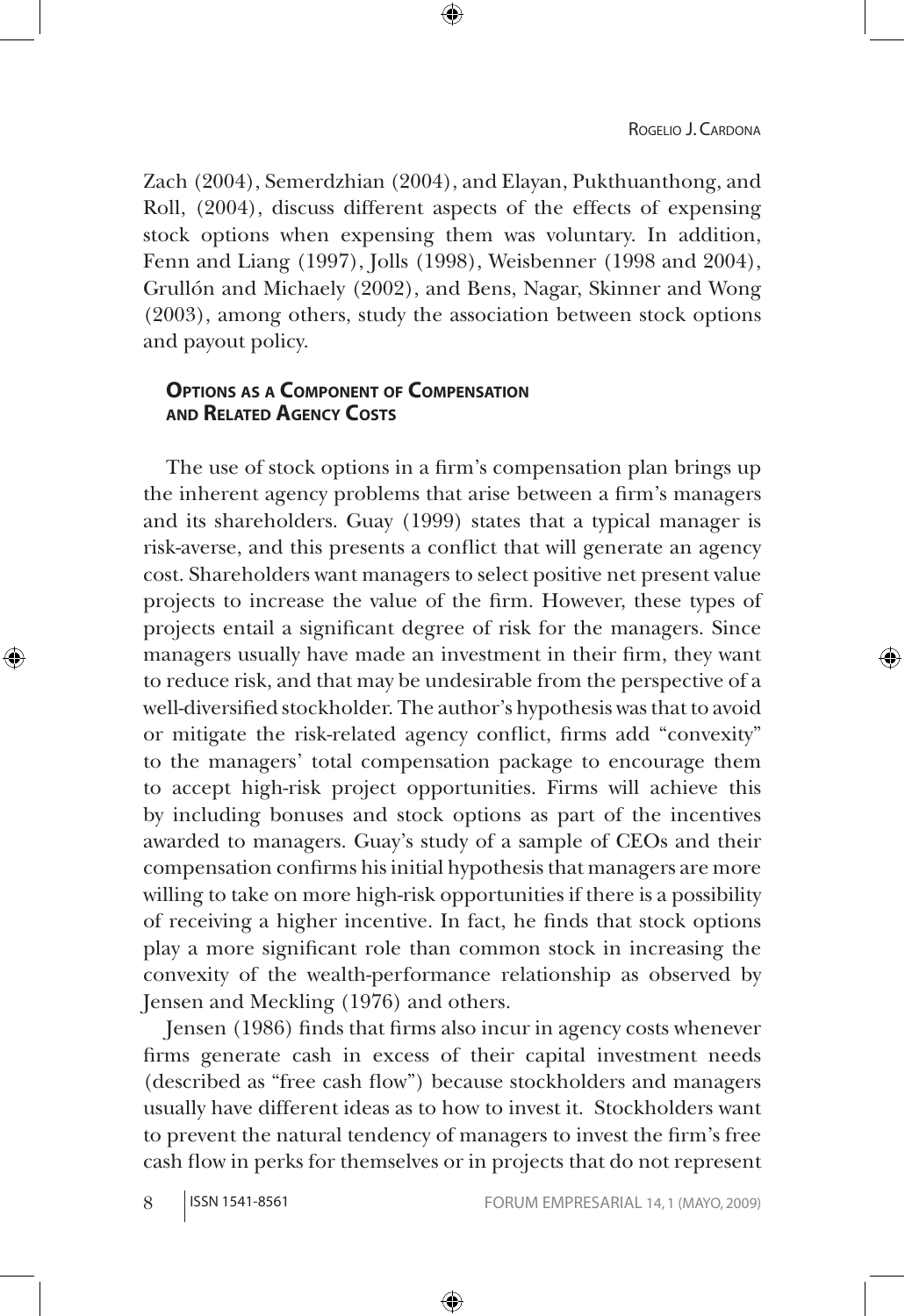Zach (2004), Semerdzhian (2004), and Elayan, Pukthuanthong, and Roll, (2004), discuss different aspects of the effects of expensing stock options when expensing them was voluntary. In addition, Fenn and Liang (1997), Jolls (1998), Weisbenner (1998 and 2004), Grullón and Michaely (2002), and Bens, Nagar, Skinner and Wong (2003), among others, study the association between stock options and payout policy.

## Options as a Component of Compensation and Related Agency Costs

The use of stock options in a firm's compensation plan brings up the inherent agency problems that arise between a firm's managers and its shareholders. Guay (1999) states that a typical manager is risk-averse, and this presents a conflict that will generate an agency cost. Shareholders want managers to select positive net present value projects to increase the value of the firm. However, these types of projects entail a significant degree of risk for the managers. Since managers usually have made an investment in their firm, they want to reduce risk, and that may be undesirable from the perspective of a well-diversified stockholder. The author's hypothesis was that to avoid or mitigate the risk-related agency conflict, firms add "convexity" to the managers' total compensation package to encourage them to accept high-risk project opportunities. Firms will achieve this by including bonuses and stock options as part of the incentives awarded to managers. Guay's study of a sample of CEOs and their compensation confirms his initial hypothesis that managers are more willing to take on more high-risk opportunities if there is a possibility of receiving a higher incentive. In fact, he finds that stock options play a more significant role than common stock in increasing the convexity of the wealth-performance relationship as observed by Jensen and Meckling (1976) and others.

Jensen (1986) finds that firms also incur in agency costs whenever firms generate cash in excess of their capital investment needs (described as "free cash flow") because stockholders and managers usually have different ideas as to how to invest it. Stockholders want to prevent the natural tendency of managers to invest the firm's free cash flow in perks for themselves or in projects that do not represent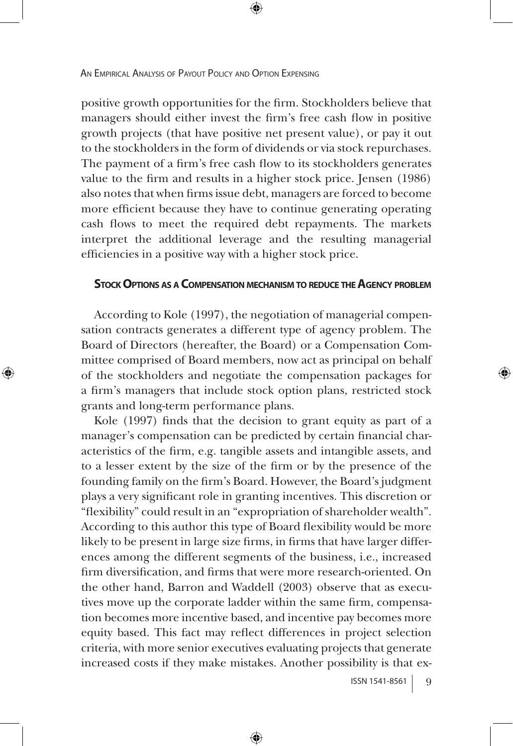positive growth opportunities for the firm. Stockholders believe that managers should either invest the firm's free cash flow in positive growth projects (that have positive net present value), or pay it out to the stockholders in the form of dividends or via stock repurchases. The payment of a firm's free cash flow to its stockholders generates value to the firm and results in a higher stock price. Jensen (1986) also notes that when firms issue debt, managers are forced to become more efficient because they have to continue generating operating cash flows to meet the required debt repayments. The markets interpret the additional leverage and the resulting managerial efficiencies in a positive way with a higher stock price.

### Stock Options as a Compensation mechanism to reduce the Agency problem

According to Kole (1997), the negotiation of managerial compensation contracts generates a different type of agency problem. The Board of Directors (hereafter, the Board) or a Compensation Committee comprised of Board members, now act as principal on behalf of the stockholders and negotiate the compensation packages for a firm's managers that include stock option plans, restricted stock grants and long-term performance plans.

Kole (1997) finds that the decision to grant equity as part of a manager's compensation can be predicted by certain financial characteristics of the firm, e.g. tangible assets and intangible assets, and to a lesser extent by the size of the firm or by the presence of the founding family on the firm's Board. However, the Board's judgment plays a very significant role in granting incentives. This discretion or "flexibility" could result in an "expropriation of shareholder wealth". According to this author this type of Board flexibility would be more likely to be present in large size firms, in firms that have larger differences among the different segments of the business, i.e., increased firm diversification, and firms that were more research-oriented. On the other hand, Barron and Waddell (2003) observe that as executives move up the corporate ladder within the same firm, compensation becomes more incentive based, and incentive pay becomes more equity based. This fact may reflect differences in project selection criteria, with more senior executives evaluating projects that generate increased costs if they make mistakes. Another possibility is that ex-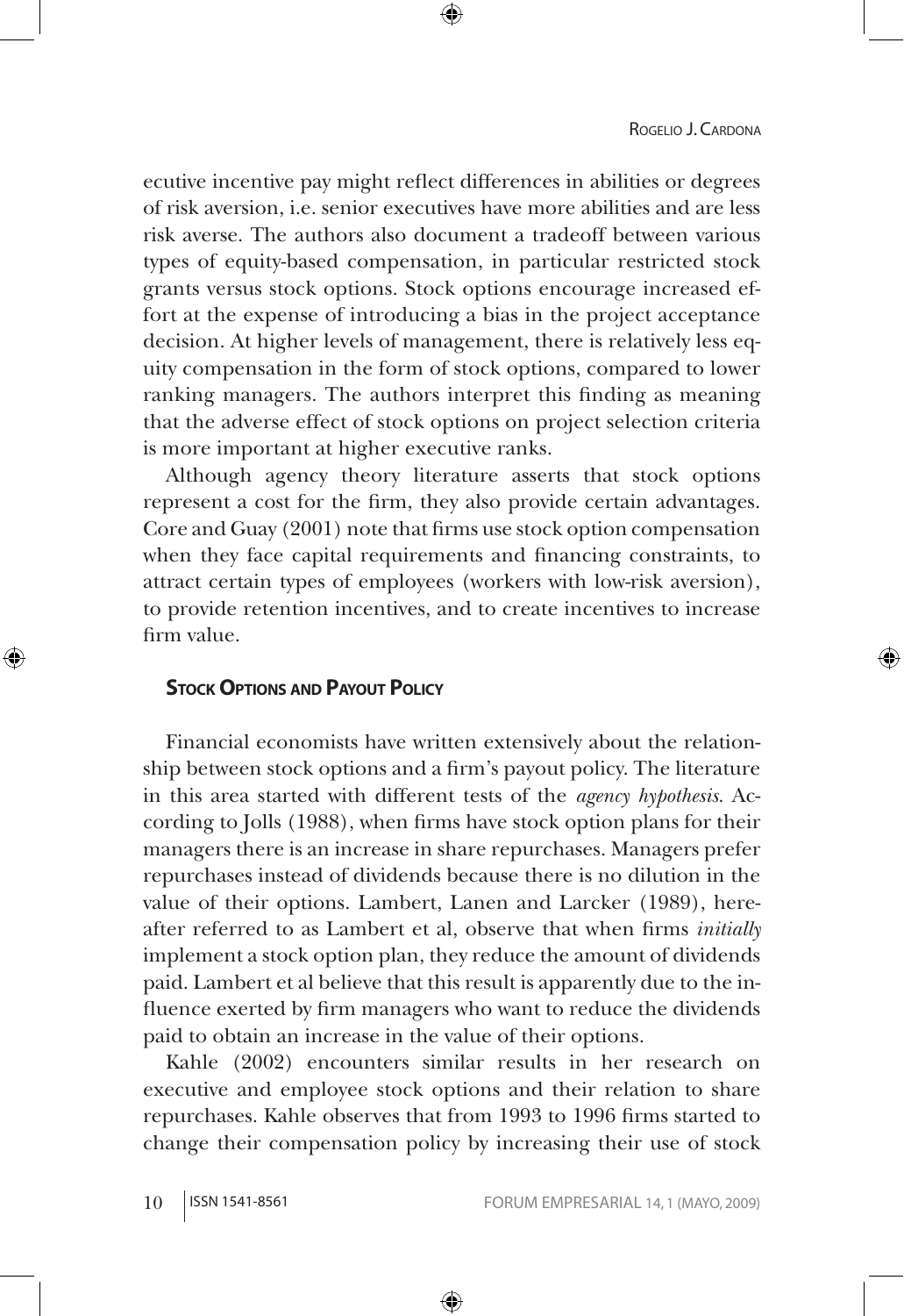ecutive incentive pay might reflect differences in abilities or degrees of risk aversion, i.e. senior executives have more abilities and are less risk averse. The authors also document a tradeoff between various types of equity-based compensation, in particular restricted stock grants versus stock options. Stock options encourage increased effort at the expense of introducing a bias in the project acceptance decision. At higher levels of management, there is relatively less equity compensation in the form of stock options, compared to lower ranking managers. The authors interpret this finding as meaning that the adverse effect of stock options on project selection criteria is more important at higher executive ranks.

Although agency theory literature asserts that stock options represent a cost for the firm, they also provide certain advantages. Core and Guay (2001) note that firms use stock option compensation when they face capital requirements and financing constraints, to attract certain types of employees (workers with low-risk aversion), to provide retention incentives, and to create incentives to increase firm value.

### Stock Options and Payout Policy

Financial economists have written extensively about the relationship between stock options and a firm's payout policy. The literature in this area started with different tests of the *agency hypothesis*. According to Jolls (1988), when firms have stock option plans for their managers there is an increase in share repurchases. Managers prefer repurchases instead of dividends because there is no dilution in the value of their options. Lambert, Lanen and Larcker (1989), hereafter referred to as Lambert et al, observe that when firms *initially* implement a stock option plan, they reduce the amount of dividends paid. Lambert et al believe that this result is apparently due to the influence exerted by firm managers who want to reduce the dividends paid to obtain an increase in the value of their options.

Kahle (2002) encounters similar results in her research on executive and employee stock options and their relation to share repurchases. Kahle observes that from 1993 to 1996 firms started to change their compensation policy by increasing their use of stock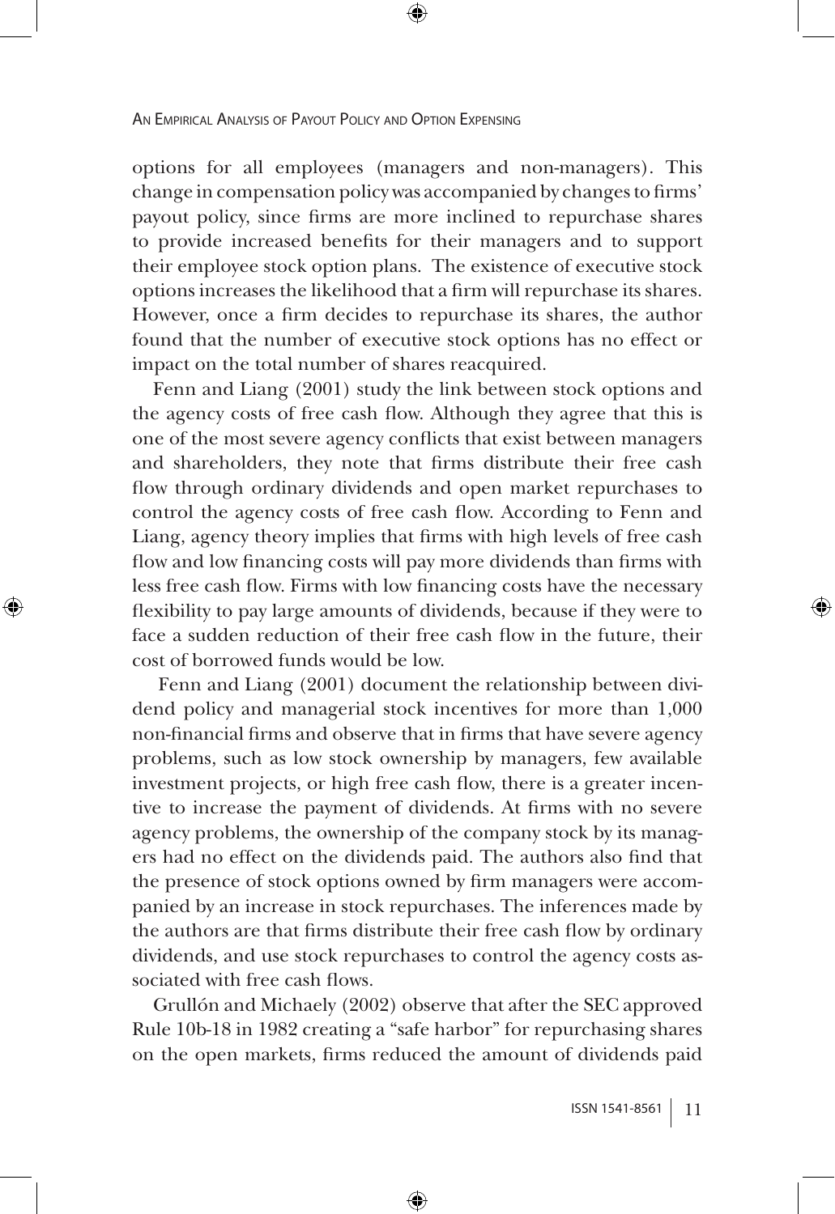options for all employees (managers and non-managers). This change in compensation policy was accompanied by changes to firms' payout policy, since firms are more inclined to repurchase shares to provide increased benefits for their managers and to support their employee stock option plans. The existence of executive stock options increases the likelihood that a firm will repurchase its shares. However, once a firm decides to repurchase its shares, the author found that the number of executive stock options has no effect or impact on the total number of shares reacquired.

Fenn and Liang (2001) study the link between stock options and the agency costs of free cash flow. Although they agree that this is one of the most severe agency conflicts that exist between managers and shareholders, they note that firms distribute their free cash flow through ordinary dividends and open market repurchases to control the agency costs of free cash flow. According to Fenn and Liang, agency theory implies that firms with high levels of free cash flow and low financing costs will pay more dividends than firms with less free cash flow. Firms with low financing costs have the necessary flexibility to pay large amounts of dividends, because if they were to face a sudden reduction of their free cash flow in the future, their cost of borrowed funds would be low.

Fenn and Liang (2001) document the relationship between dividend policy and managerial stock incentives for more than 1,000 non-financial firms and observe that in firms that have severe agency problems, such as low stock ownership by managers, few available investment projects, or high free cash flow, there is a greater incentive to increase the payment of dividends. At firms with no severe agency problems, the ownership of the company stock by its managers had no effect on the dividends paid. The authors also find that the presence of stock options owned by firm managers were accompanied by an increase in stock repurchases. The inferences made by the authors are that firms distribute their free cash flow by ordinary dividends, and use stock repurchases to control the agency costs associated with free cash flows.

Grullón and Michaely (2002) observe that after the SEC approved Rule 10b-18 in 1982 creating a "safe harbor" for repurchasing shares on the open markets, firms reduced the amount of dividends paid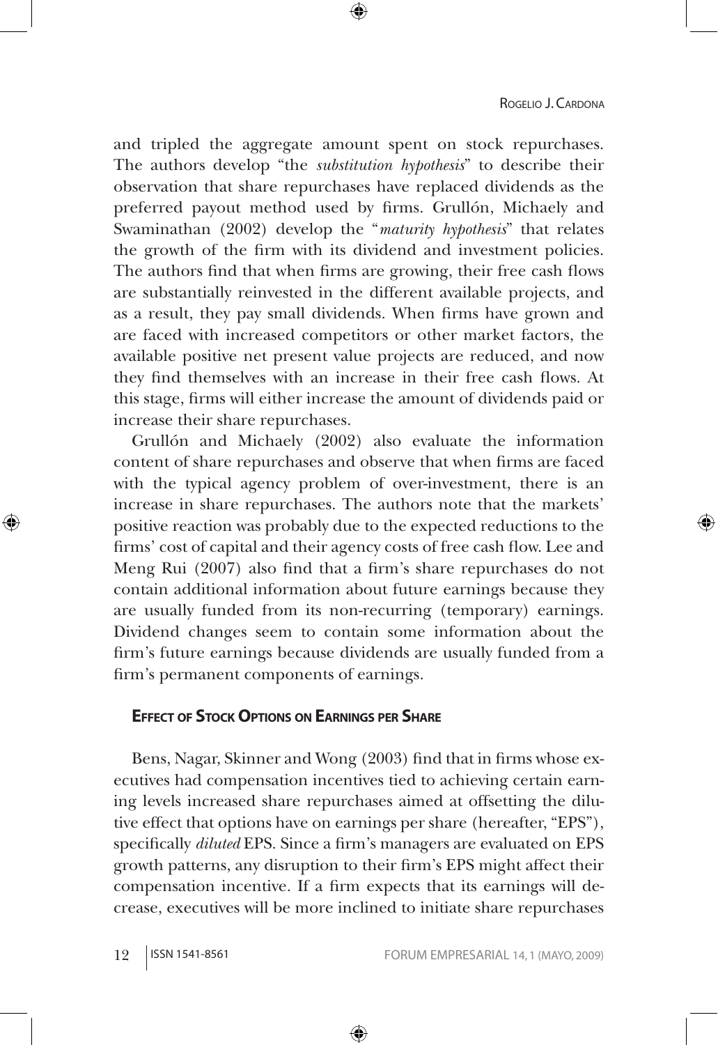and tripled the aggregate amount spent on stock repurchases. The authors develop "the *substitution hypothesis*" to describe their observation that share repurchases have replaced dividends as the preferred payout method used by firms. Grullón, Michaely and Swaminathan (2002) develop the "*maturity hypothesis*" that relates the growth of the firm with its dividend and investment policies. The authors find that when firms are growing, their free cash flows are substantially reinvested in the different available projects, and as a result, they pay small dividends. When firms have grown and are faced with increased competitors or other market factors, the available positive net present value projects are reduced, and now they find themselves with an increase in their free cash flows. At this stage, firms will either increase the amount of dividends paid or increase their share repurchases.

Grullón and Michaely (2002) also evaluate the information content of share repurchases and observe that when firms are faced with the typical agency problem of over-investment, there is an increase in share repurchases. The authors note that the markets' positive reaction was probably due to the expected reductions to the firms' cost of capital and their agency costs of free cash flow. Lee and Meng Rui (2007) also find that a firm's share repurchases do not contain additional information about future earnings because they are usually funded from its non-recurring (temporary) earnings. Dividend changes seem to contain some information about the firm's future earnings because dividends are usually funded from a firm's permanent components of earnings.

### Effect of Stock Options on Earnings per Share

Bens, Nagar, Skinner and Wong (2003) find that in firms whose executives had compensation incentives tied to achieving certain earning levels increased share repurchases aimed at offsetting the dilutive effect that options have on earnings per share (hereafter, "EPS"), specifically *diluted* EPS. Since a firm's managers are evaluated on EPS growth patterns, any disruption to their firm's EPS might affect their compensation incentive. If a firm expects that its earnings will decrease, executives will be more inclined to initiate share repurchases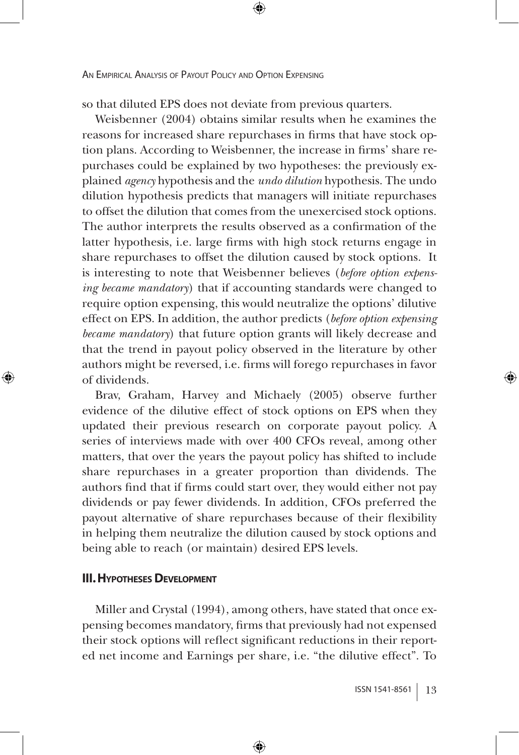so that diluted EPS does not deviate from previous quarters.

Weisbenner (2004) obtains similar results when he examines the reasons for increased share repurchases in firms that have stock option plans. According to Weisbenner, the increase in firms' share repurchases could be explained by two hypotheses: the previously explained *agency* hypothesis and the *undo dilution* hypothesis. The undo dilution hypothesis predicts that managers will initiate repurchases to offset the dilution that comes from the unexercised stock options. The author interprets the results observed as a confirmation of the latter hypothesis, i.e. large firms with high stock returns engage in share repurchases to offset the dilution caused by stock options. It is interesting to note that Weisbenner believes (*before option expensing became mandatory*) that if accounting standards were changed to require option expensing, this would neutralize the options' dilutive effect on EPS. In addition, the author predicts (*before option expensing became mandatory*) that future option grants will likely decrease and that the trend in payout policy observed in the literature by other authors might be reversed, i.e. firms will forego repurchases in favor of dividends.

Brav, Graham, Harvey and Michaely (2005) observe further evidence of the dilutive effect of stock options on EPS when they updated their previous research on corporate payout policy. A series of interviews made with over 400 CFOs reveal, among other matters, that over the years the payout policy has shifted to include share repurchases in a greater proportion than dividends. The authors find that if firms could start over, they would either not pay dividends or pay fewer dividends. In addition, CFOs preferred the payout alternative of share repurchases because of their flexibility in helping them neutralize the dilution caused by stock options and being able to reach (or maintain) desired EPS levels.

## III. Hypotheses Development

Miller and Crystal (1994), among others, have stated that once expensing becomes mandatory, firms that previously had not expensed their stock options will reflect significant reductions in their reported net income and Earnings per share, i.e. "the dilutive effect". To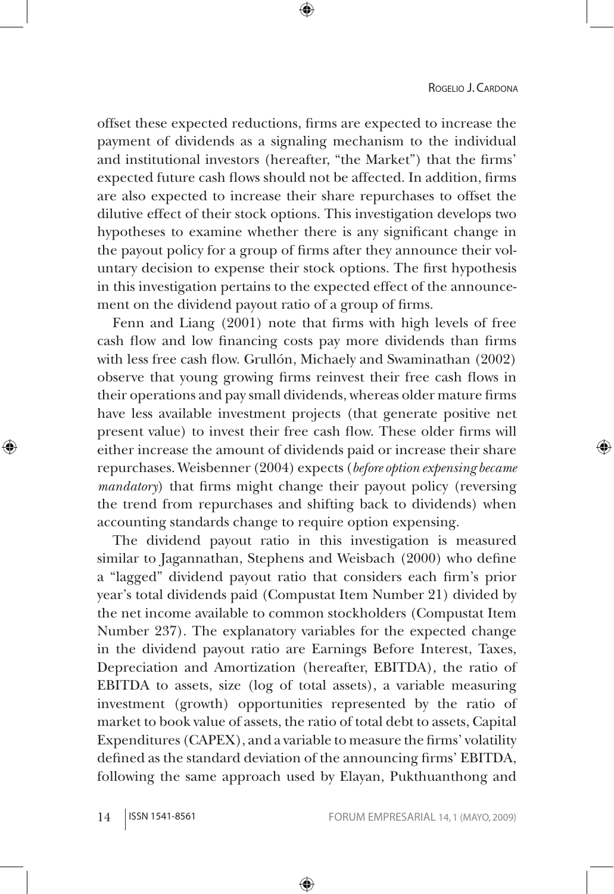offset these expected reductions, firms are expected to increase the payment of dividends as a signaling mechanism to the individual and institutional investors (hereafter, "the Market") that the firms' expected future cash flows should not be affected. In addition, firms are also expected to increase their share repurchases to offset the dilutive effect of their stock options. This investigation develops two hypotheses to examine whether there is any significant change in the payout policy for a group of firms after they announce their voluntary decision to expense their stock options. The first hypothesis in this investigation pertains to the expected effect of the announcement on the dividend payout ratio of a group of firms.

Fenn and Liang (2001) note that firms with high levels of free cash flow and low financing costs pay more dividends than firms with less free cash flow. Grullón, Michaely and Swaminathan (2002) observe that young growing firms reinvest their free cash flows in their operations and pay small dividends, whereas older mature firms have less available investment projects (that generate positive net present value) to invest their free cash flow. These older firms will either increase the amount of dividends paid or increase their share repurchases. Weisbenner (2004) expects (*before option expensing became mandatory*) that firms might change their payout policy (reversing the trend from repurchases and shifting back to dividends) when accounting standards change to require option expensing.

The dividend payout ratio in this investigation is measured similar to Jagannathan, Stephens and Weisbach (2000) who define a "lagged" dividend payout ratio that considers each firm's prior year's total dividends paid (Compustat Item Number 21) divided by the net income available to common stockholders (Compustat Item Number 237). The explanatory variables for the expected change in the dividend payout ratio are Earnings Before Interest, Taxes, Depreciation and Amortization (hereafter, EBITDA), the ratio of EBITDA to assets, size (log of total assets), a variable measuring investment (growth) opportunities represented by the ratio of market to book value of assets, the ratio of total debt to assets, Capital Expenditures (CAPEX), and a variable to measure the firms' volatility defined as the standard deviation of the announcing firms' EBITDA, following the same approach used by Elayan, Pukthuanthong and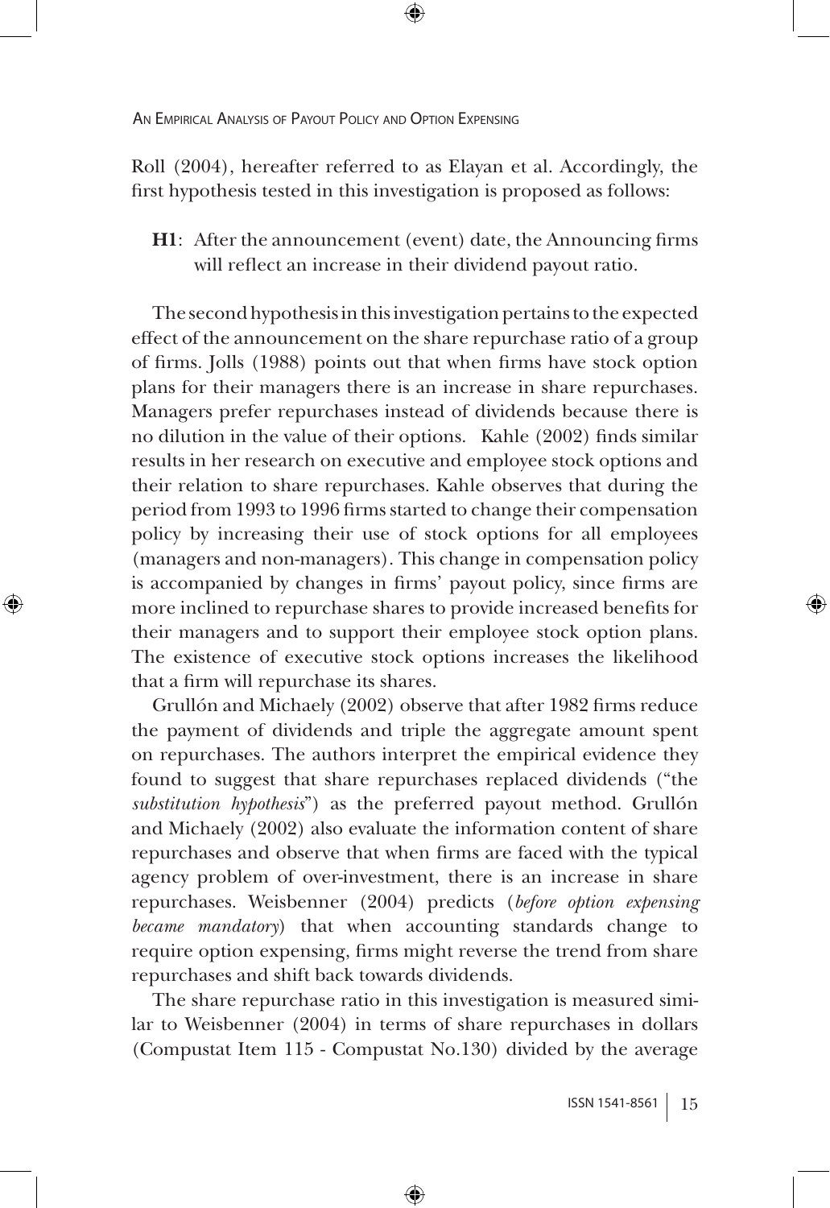Roll (2004), hereafter referred to as Elayan et al. Accordingly, the first hypothesis tested in this investigation is proposed as follows:

**H1**: After the announcement (event) date, the Announcing firms will reflect an increase in their dividend payout ratio.

The second hypothesis in this investigation pertains to the expected effect of the announcement on the share repurchase ratio of a group of firms. Jolls (1988) points out that when firms have stock option plans for their managers there is an increase in share repurchases. Managers prefer repurchases instead of dividends because there is no dilution in the value of their options. Kahle (2002) finds similar results in her research on executive and employee stock options and their relation to share repurchases. Kahle observes that during the period from 1993 to 1996 firms started to change their compensation policy by increasing their use of stock options for all employees (managers and non-managers). This change in compensation policy is accompanied by changes in firms' payout policy, since firms are more inclined to repurchase shares to provide increased benefits for their managers and to support their employee stock option plans. The existence of executive stock options increases the likelihood that a firm will repurchase its shares.

Grullón and Michaely (2002) observe that after 1982 firms reduce the payment of dividends and triple the aggregate amount spent on repurchases. The authors interpret the empirical evidence they found to suggest that share repurchases replaced dividends ("the *substitution hypothesis*") as the preferred payout method. Grullón and Michaely (2002) also evaluate the information content of share repurchases and observe that when firms are faced with the typical agency problem of over-investment, there is an increase in share repurchases. Weisbenner (2004) predicts (*before option expensing became mandatory*) that when accounting standards change to require option expensing, firms might reverse the trend from share repurchases and shift back towards dividends.

The share repurchase ratio in this investigation is measured similar to Weisbenner (2004) in terms of share repurchases in dollars (Compustat Item 115 - Compustat No.130) divided by the average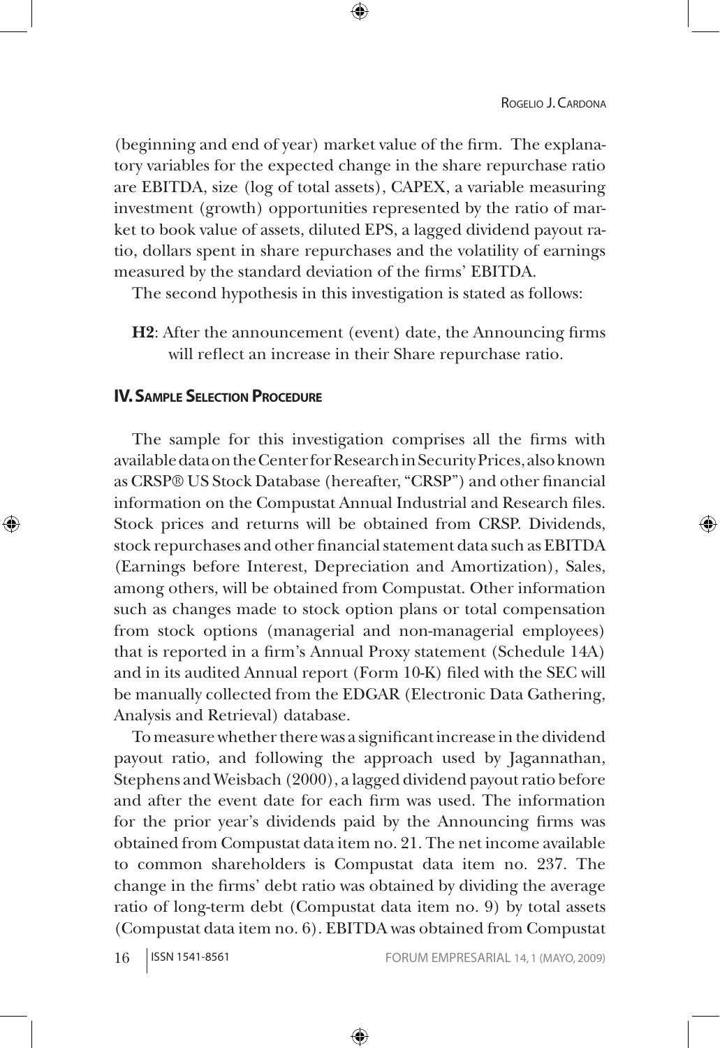(beginning and end of year) market value of the firm. The explanatory variables for the expected change in the share repurchase ratio are EBITDA, size (log of total assets), CAPEX, a variable measuring investment (growth) opportunities represented by the ratio of market to book value of assets, diluted EPS, a lagged dividend payout ratio, dollars spent in share repurchases and the volatility of earnings measured by the standard deviation of the firms' EBITDA.

The second hypothesis in this investigation is stated as follows:

> **H2**: After the announcement (event) date, the Announcing firms will reflect an increase in their Share repurchase ratio.

## IV. Sample Selection Procedure

The sample for this investigation comprises all the firms with available data on the Center for Research in Security Prices, also known as CRSP® US Stock Database (hereafter, "CRSP") and other financial information on the Compustat Annual Industrial and Research files. Stock prices and returns will be obtained from CRSP. Dividends, stock repurchases and other financial statement data such as EBITDA (Earnings before Interest, Depreciation and Amortization), Sales, among others, will be obtained from Compustat. Other information such as changes made to stock option plans or total compensation from stock options (managerial and non-managerial employees) that is reported in a firm's Annual Proxy statement (Schedule 14A) and in its audited Annual report (Form 10-K) filed with the SEC will be manually collected from the EDGAR (Electronic Data Gathering, Analysis and Retrieval) database.

To measure whether there was a significant increase in the dividend payout ratio, and following the approach used by Jagannathan, Stephens and Weisbach (2000), a lagged dividend payout ratio before and after the event date for each firm was used. The information for the prior year's dividends paid by the Announcing firms was obtained from Compustat data item no. 21. The net income available to common shareholders is Compustat data item no. 237. The change in the firms' debt ratio was obtained by dividing the average ratio of long-term debt (Compustat data item no. 9) by total assets (Compustat data item no. 6). EBITDA was obtained from Compustat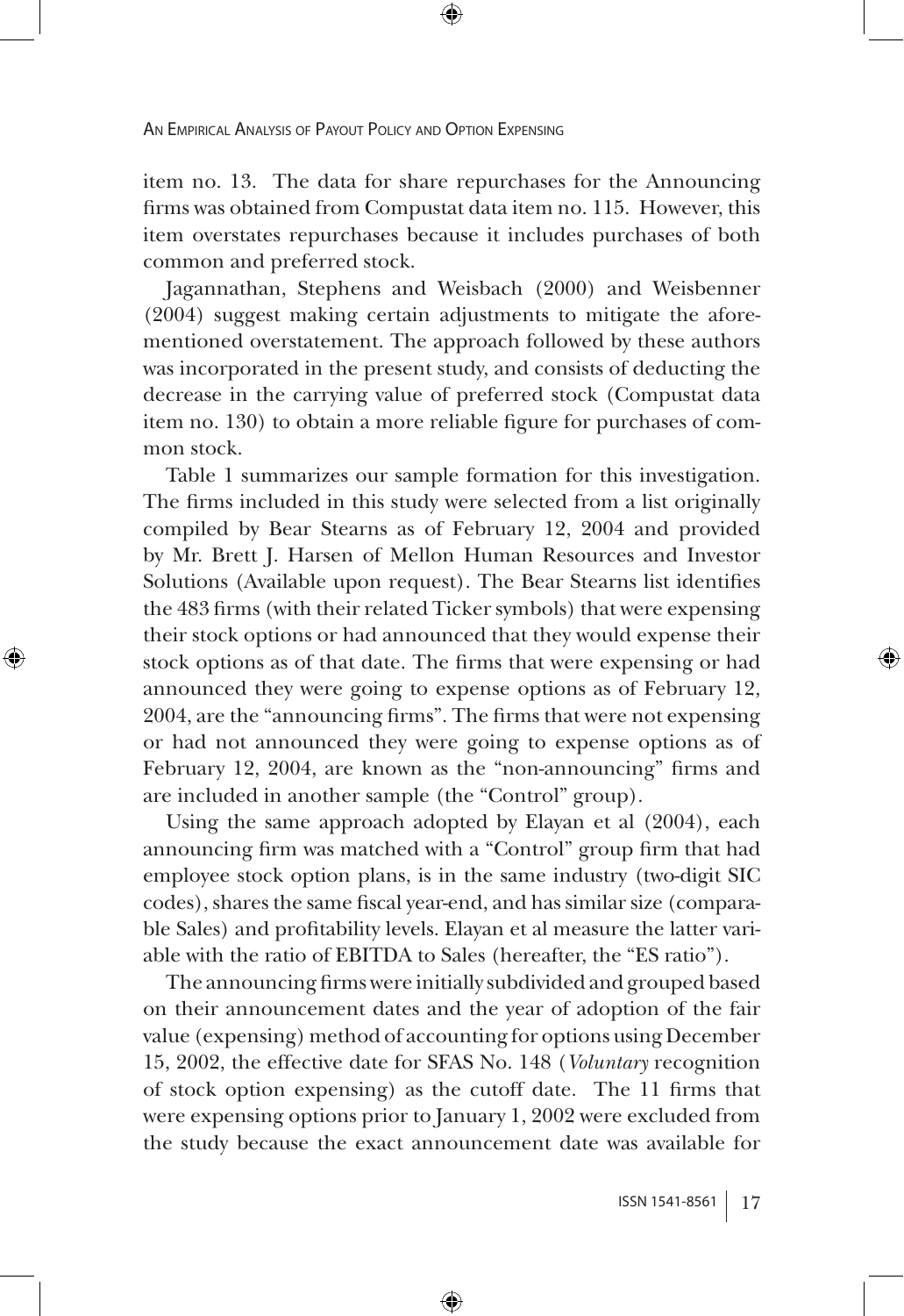item no. 13. The data for share repurchases for the Announcing firms was obtained from Compustat data item no. 115. However, this item overstates repurchases because it includes purchases of both common and preferred stock.

Jagannathan, Stephens and Weisbach (2000) and Weisbenner (2004) suggest making certain adjustments to mitigate the aforementioned overstatement. The approach followed by these authors was incorporated in the present study, and consists of deducting the decrease in the carrying value of preferred stock (Compustat data item no. 130) to obtain a more reliable figure for purchases of common stock.

Table 1 summarizes our sample formation for this investigation. The firms included in this study were selected from a list originally compiled by Bear Stearns as of February 12, 2004 and provided by Mr. Brett J. Harsen of Mellon Human Resources and Investor Solutions (Available upon request). The Bear Stearns list identifies the 483 firms (with their related Ticker symbols) that were expensing their stock options or had announced that they would expense their stock options as of that date. The firms that were expensing or had announced they were going to expense options as of February 12, 2004, are the "announcing firms". The firms that were not expensing or had not announced they were going to expense options as of February 12, 2004, are known as the "non-announcing" firms and are included in another sample (the "Control" group).

Using the same approach adopted by Elayan et al (2004), each announcing firm was matched with a "Control" group firm that had employee stock option plans, is in the same industry (two-digit SIC codes), shares the same fiscal year-end, and has similar size (comparable Sales) and profitability levels. Elayan et al measure the latter variable with the ratio of EBITDA to Sales (hereafter, the "ES ratio").

The announcing firms were initially subdivided and grouped based on their announcement dates and the year of adoption of the fair value (expensing) method of accounting for options using December 15, 2002, the effective date for SFAS No. 148 (*Voluntary* recognition of stock option expensing) as the cutoff date. The 11 firms that were expensing options prior to January 1, 2002 were excluded from the study because the exact announcement date was available for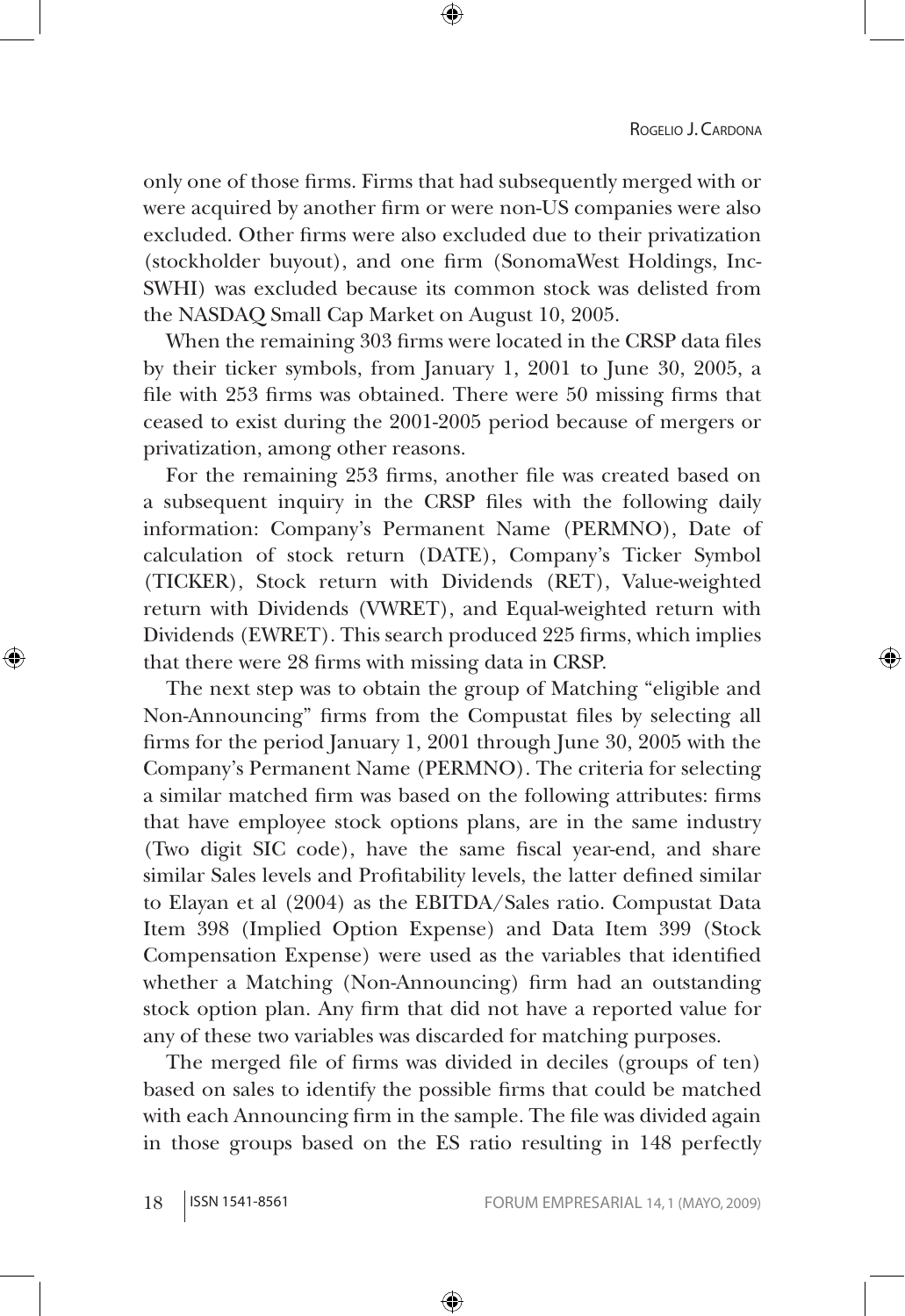only one of those firms. Firms that had subsequently merged with or were acquired by another firm or were non-US companies were also excluded. Other firms were also excluded due to their privatization (stockholder buyout), and one firm (SonomaWest Holdings, Inc-SWHI) was excluded because its common stock was delisted from the NASDAQ Small Cap Market on August 10, 2005.

When the remaining 303 firms were located in the CRSP data files by their ticker symbols, from January 1, 2001 to June 30, 2005, a file with 253 firms was obtained. There were 50 missing firms that ceased to exist during the 2001-2005 period because of mergers or privatization, among other reasons.

For the remaining 253 firms, another file was created based on a subsequent inquiry in the CRSP files with the following daily information: Company's Permanent Name (PERMNO), Date of calculation of stock return (DATE), Company's Ticker Symbol (TICKER), Stock return with Dividends (RET), Value-weighted return with Dividends (VWRET), and Equal-weighted return with Dividends (EWRET). This search produced 225 firms, which implies that there were 28 firms with missing data in CRSP.

The next step was to obtain the group of Matching "eligible and Non-Announcing" firms from the Compustat files by selecting all firms for the period January 1, 2001 through June 30, 2005 with the Company's Permanent Name (PERMNO). The criteria for selecting a similar matched firm was based on the following attributes: firms that have employee stock options plans, are in the same industry (Two digit SIC code), have the same fiscal year-end, and share similar Sales levels and Profitability levels, the latter defined similar to Elayan et al (2004) as the EBITDA/Sales ratio. Compustat Data Item 398 (Implied Option Expense) and Data Item 399 (Stock Compensation Expense) were used as the variables that identified whether a Matching (Non-Announcing) firm had an outstanding stock option plan. Any firm that did not have a reported value for any of these two variables was discarded for matching purposes.

The merged file of firms was divided in deciles (groups of ten) based on sales to identify the possible firms that could be matched with each Announcing firm in the sample. The file was divided again in those groups based on the ES ratio resulting in 148 perfectly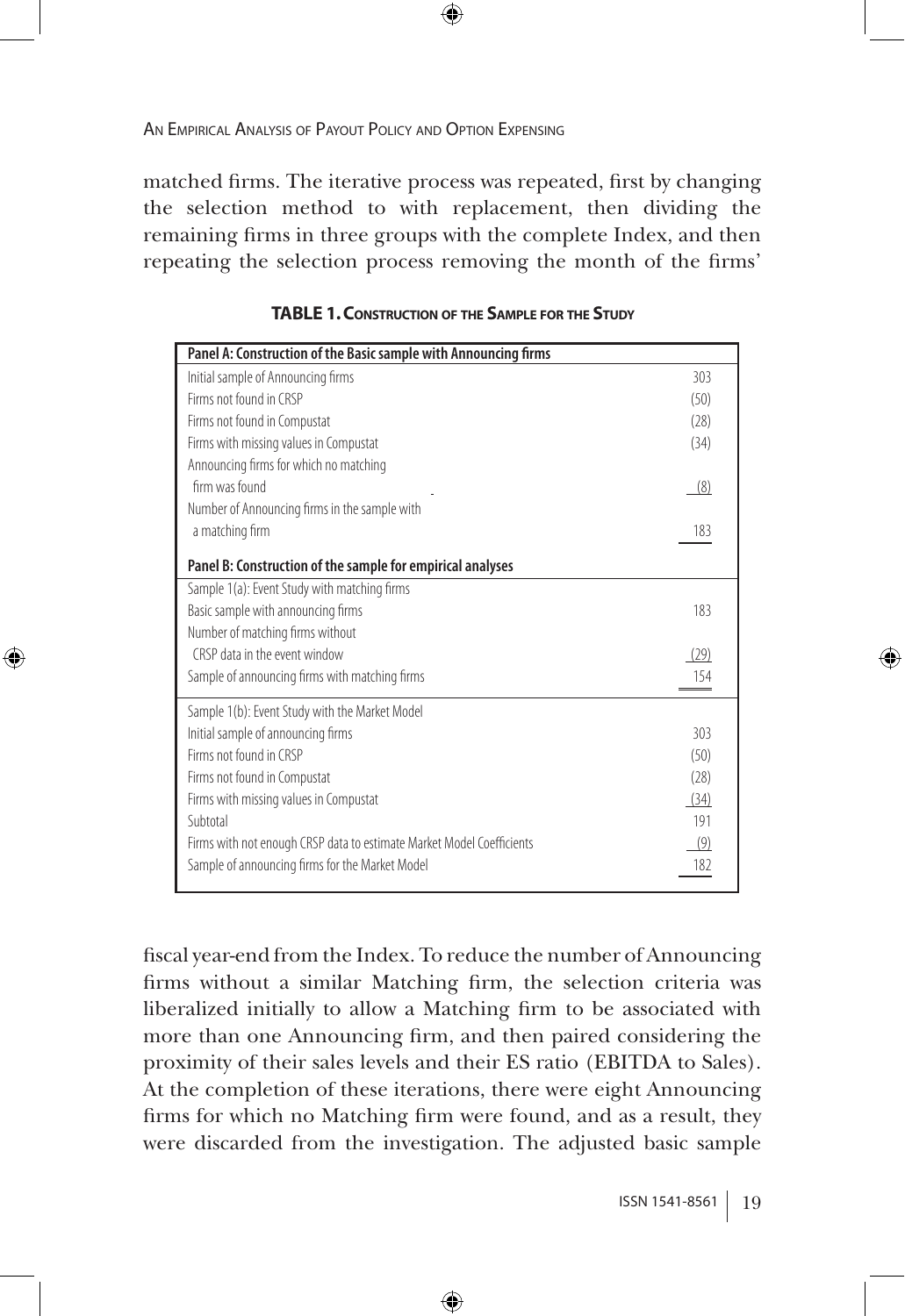matched firms. The iterative process was repeated, first by changing the selection method to with replacement, then dividing the remaining firms in three groups with the complete Index, and then repeating the selection process removing the month of the firms'

**TABLE 1. Construction of the Sample for the Study**

| Panel A: Construction of the Basic sample with Announcing firms | |
|---|---|
| Initial sample of Announcing firms | 303 |
| Firms not found in CRSP | (50) |
| Firms not found in Compustat | (28) |
| Firms with missing values in Compustat | (34) |
| Announcing firms for which no matching firm was found | (8) |
| Number of Announcing firms in the sample with a matching firm | 183 |
| **Panel B: Construction of the sample for empirical analyses** | |
| Sample 1(a): Event Study with matching firms | |
| Basic sample with announcing firms | 183 |
| Number of matching firms without CRSP data in the event window | (29) |
| Sample of announcing firms with matching firms | 154 |
| Sample 1(b): Event Study with the Market Model | |
| Initial sample of announcing firms | 303 |
| Firms not found in CRSP | (50) |
| Firms not found in Compustat | (28) |
| Firms with missing values in Compustat | (34) |
| Subtotal | 191 |
| Firms with not enough CRSP data to estimate Market Model Coefficients | (9) |
| Sample of announcing firms for the Market Model | 182 |

fiscal year-end from the Index. To reduce the number of Announcing firms without a similar Matching firm, the selection criteria was liberalized initially to allow a Matching firm to be associated with more than one Announcing firm, and then paired considering the proximity of their sales levels and their ES ratio (EBITDA to Sales). At the completion of these iterations, there were eight Announcing firms for which no Matching firm were found, and as a result, they were discarded from the investigation. The adjusted basic sample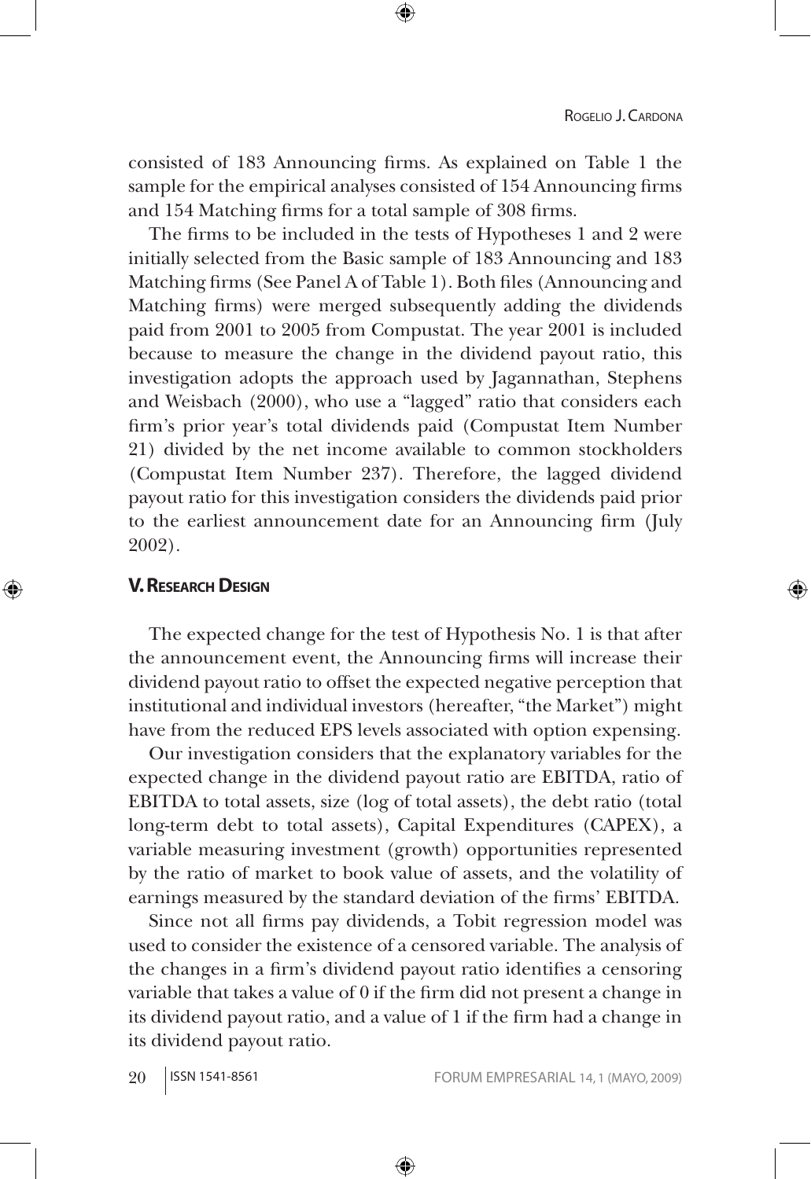consisted of 183 Announcing firms. As explained on Table 1 the sample for the empirical analyses consisted of 154 Announcing firms and 154 Matching firms for a total sample of 308 firms.

The firms to be included in the tests of Hypotheses 1 and 2 were initially selected from the Basic sample of 183 Announcing and 183 Matching firms (See Panel A of Table 1). Both files (Announcing and Matching firms) were merged subsequently adding the dividends paid from 2001 to 2005 from Compustat. The year 2001 is included because to measure the change in the dividend payout ratio, this investigation adopts the approach used by Jagannathan, Stephens and Weisbach (2000), who use a "lagged" ratio that considers each firm's prior year's total dividends paid (Compustat Item Number 21) divided by the net income available to common stockholders (Compustat Item Number 237). Therefore, the lagged dividend payout ratio for this investigation considers the dividends paid prior to the earliest announcement date for an Announcing firm (July 2002).

## V. Research Design

The expected change for the test of Hypothesis No. 1 is that after the announcement event, the Announcing firms will increase their dividend payout ratio to offset the expected negative perception that institutional and individual investors (hereafter, "the Market") might have from the reduced EPS levels associated with option expensing.

Our investigation considers that the explanatory variables for the expected change in the dividend payout ratio are EBITDA, ratio of EBITDA to total assets, size (log of total assets), the debt ratio (total long-term debt to total assets), Capital Expenditures (CAPEX), a variable measuring investment (growth) opportunities represented by the ratio of market to book value of assets, and the volatility of earnings measured by the standard deviation of the firms' EBITDA.

Since not all firms pay dividends, a Tobit regression model was used to consider the existence of a censored variable. The analysis of the changes in a firm's dividend payout ratio identifies a censoring variable that takes a value of 0 if the firm did not present a change in its dividend payout ratio, and a value of 1 if the firm had a change in its dividend payout ratio.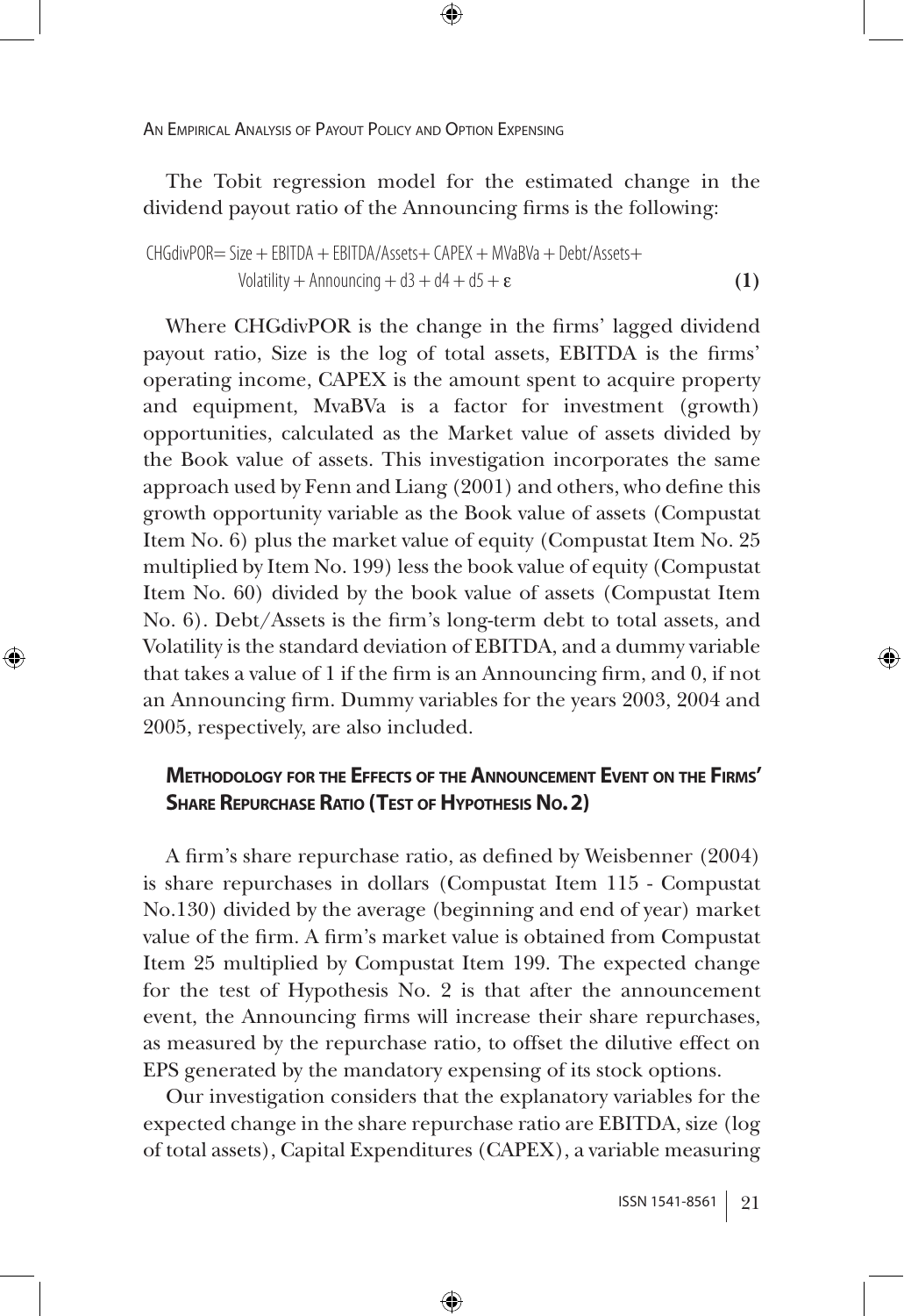The Tobit regression model for the estimated change in the dividend payout ratio of the Announcing firms is the following:

$$\text{CHGdivPOR} = \text{Size} + \text{EBITDA} + \text{EBITDA/Assets} + \text{CAPEX} + \text{MVaBVa} + \text{Debt/Assets} + \text{Volatility} + \text{Announcing} + d3 + d4 + d5 + \varepsilon \quad \textbf{(1)}$$

Where CHGdivPOR is the change in the firms' lagged dividend payout ratio, Size is the log of total assets, EBITDA is the firms' operating income, CAPEX is the amount spent to acquire property and equipment, MvaBVa is a factor for investment (growth) opportunities, calculated as the Market value of assets divided by the Book value of assets. This investigation incorporates the same approach used by Fenn and Liang (2001) and others, who define this growth opportunity variable as the Book value of assets (Compustat Item No. 6) plus the market value of equity (Compustat Item No. 25 multiplied by Item No. 199) less the book value of equity (Compustat Item No. 60) divided by the book value of assets (Compustat Item No. 6). Debt/Assets is the firm's long-term debt to total assets, and Volatility is the standard deviation of EBITDA, and a dummy variable that takes a value of 1 if the firm is an Announcing firm, and 0, if not an Announcing firm. Dummy variables for the years 2003, 2004 and 2005, respectively, are also included.

### Methodology for the Effects of the Announcement Event on the Firms' Share Repurchase Ratio (Test of Hypothesis No. 2)

A firm's share repurchase ratio, as defined by Weisbenner (2004) is share repurchases in dollars (Compustat Item 115 - Compustat No.130) divided by the average (beginning and end of year) market value of the firm. A firm's market value is obtained from Compustat Item 25 multiplied by Compustat Item 199. The expected change for the test of Hypothesis No. 2 is that after the announcement event, the Announcing firms will increase their share repurchases, as measured by the repurchase ratio, to offset the dilutive effect on EPS generated by the mandatory expensing of its stock options.

Our investigation considers that the explanatory variables for the expected change in the share repurchase ratio are EBITDA, size (log of total assets), Capital Expenditures (CAPEX), a variable measuring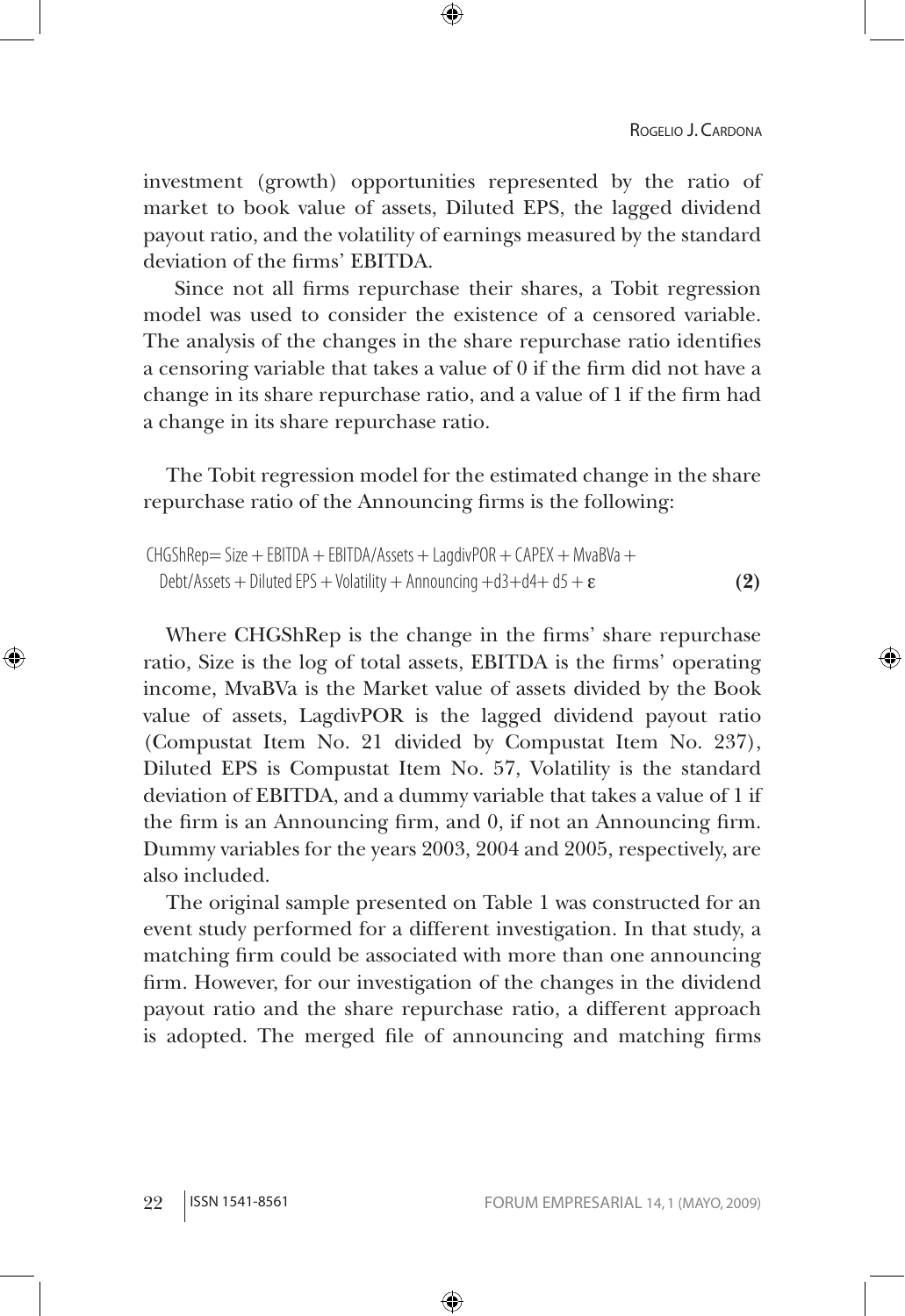investment (growth) opportunities represented by the ratio of market to book value of assets, Diluted EPS, the lagged dividend payout ratio, and the volatility of earnings measured by the standard deviation of the firms' EBITDA.

Since not all firms repurchase their shares, a Tobit regression model was used to consider the existence of a censored variable. The analysis of the changes in the share repurchase ratio identifies a censoring variable that takes a value of 0 if the firm did not have a change in its share repurchase ratio, and a value of 1 if the firm had a change in its share repurchase ratio.

The Tobit regression model for the estimated change in the share repurchase ratio of the Announcing firms is the following:

$$\text{CHGShRep} = \text{Size} + \text{EBITDA} + \text{EBITDA/Assets} + \text{LagdivPOR} + \text{CAPEX} + \text{MvaBVa} + \text{Debt/Assets} + \text{Diluted EPS} + \text{Volatility} + \text{Announcing} + d3 + d4 + d5 + \varepsilon \qquad \textbf{(2)}$$

Where CHGShRep is the change in the firms' share repurchase ratio, Size is the log of total assets, EBITDA is the firms' operating income, MvaBVa is the Market value of assets divided by the Book value of assets, LagdivPOR is the lagged dividend payout ratio (Compustat Item No. 21 divided by Compustat Item No. 237), Diluted EPS is Compustat Item No. 57, Volatility is the standard deviation of EBITDA, and a dummy variable that takes a value of 1 if the firm is an Announcing firm, and 0, if not an Announcing firm. Dummy variables for the years 2003, 2004 and 2005, respectively, are also included.

The original sample presented on Table 1 was constructed for an event study performed for a different investigation. In that study, a matching firm could be associated with more than one announcing firm. However, for our investigation of the changes in the dividend payout ratio and the share repurchase ratio, a different approach is adopted. The merged file of announcing and matching firms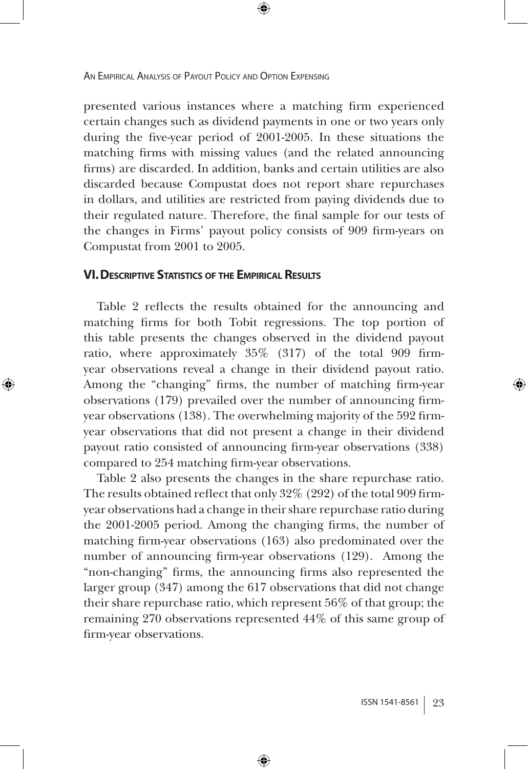presented various instances where a matching firm experienced certain changes such as dividend payments in one or two years only during the five-year period of 2001-2005. In these situations the matching firms with missing values (and the related announcing firms) are discarded. In addition, banks and certain utilities are also discarded because Compustat does not report share repurchases in dollars, and utilities are restricted from paying dividends due to their regulated nature. Therefore, the final sample for our tests of the changes in Firms' payout policy consists of 909 firm-years on Compustat from 2001 to 2005.

## VI. Descriptive Statistics of the Empirical Results

Table 2 reflects the results obtained for the announcing and matching firms for both Tobit regressions. The top portion of this table presents the changes observed in the dividend payout ratio, where approximately 35% (317) of the total 909 firm-year observations reveal a change in their dividend payout ratio. Among the "changing" firms, the number of matching firm-year observations (179) prevailed over the number of announcing firm-year observations (138). The overwhelming majority of the 592 firm-year observations that did not present a change in their dividend payout ratio consisted of announcing firm-year observations (338) compared to 254 matching firm-year observations.

Table 2 also presents the changes in the share repurchase ratio. The results obtained reflect that only 32% (292) of the total 909 firm-year observations had a change in their share repurchase ratio during the 2001-2005 period. Among the changing firms, the number of matching firm-year observations (163) also predominated over the number of announcing firm-year observations (129). Among the "non-changing" firms, the announcing firms also represented the larger group (347) among the 617 observations that did not change their share repurchase ratio, which represent 56% of that group; the remaining 270 observations represented 44% of this same group of firm-year observations.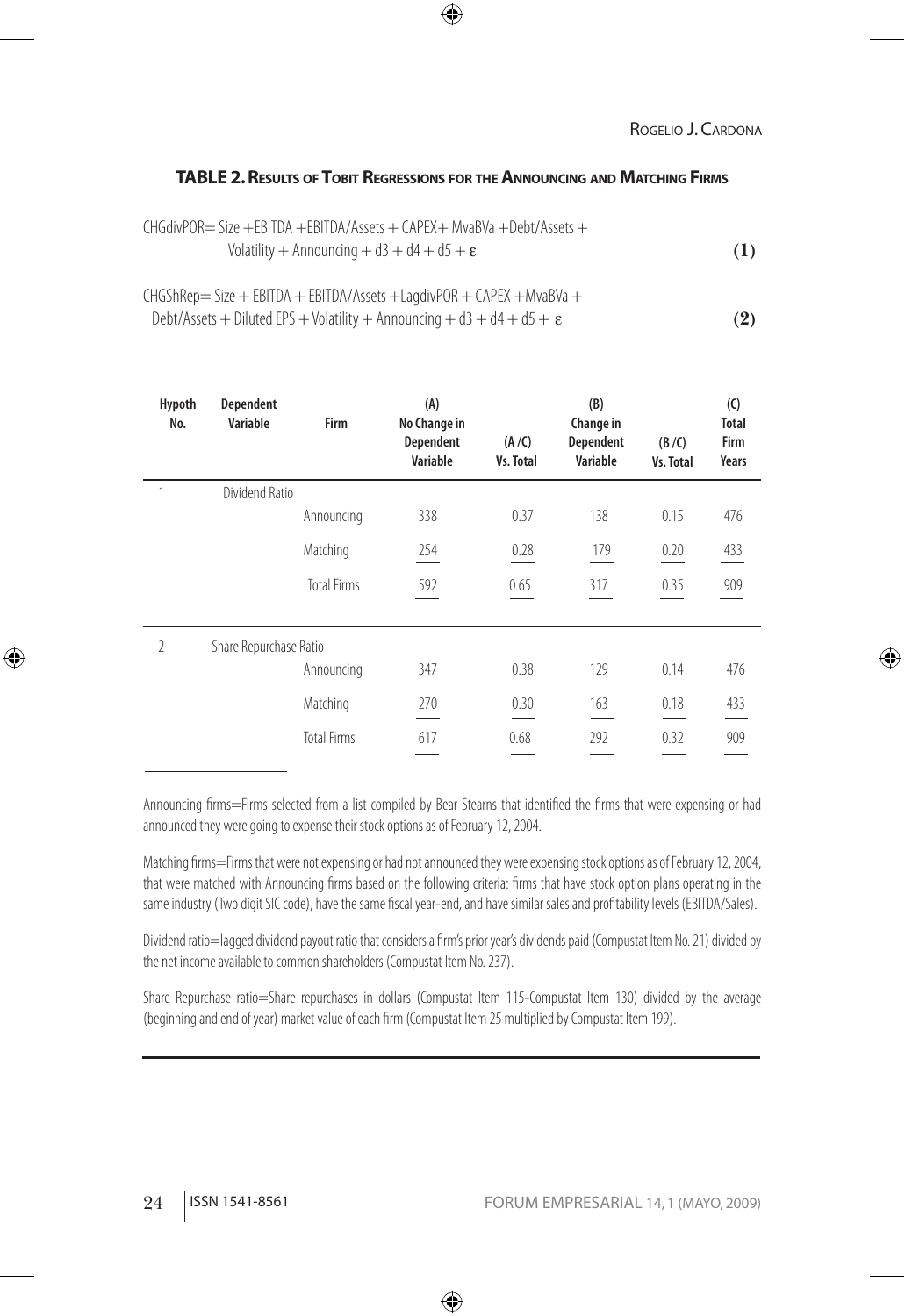**TABLE 2. RESULTS OF TOBIT REGRESSIONS FOR THE ANNOUNCING AND MATCHING FIRMS**

$$\text{CHGdivPOR} = \text{Size} + \text{EBITDA} + \text{EBITDA/Assets} + \text{CAPEX} + \text{MvaBVa} + \text{Debt/Assets} + \text{Volatility} + \text{Announcing} + d3 + d4 + d5 + \varepsilon \quad (1)$$

$$\text{CHGShRep} = \text{Size} + \text{EBITDA} + \text{EBITDA/Assets} + \text{LagdivPOR} + \text{CAPEX} + \text{MvaBVa} + \text{Debt/Assets} + \text{Diluted EPS} + \text{Volatility} + \text{Announcing} + d3 + d4 + d5 + \varepsilon \quad (2)$$

| Hypoth No. | Dependent Variable | Firm | (A) No Change in Dependent Variable | (A/C) Vs. Total | (B) Change in Dependent Variable | (B/C) Vs. Total | (C) Total Firm Years |
|---|---|---|---|---|---|---|---|
| 1 | Dividend Ratio | | | | | | |
| | | Announcing | 338 | 0.37 | 138 | 0.15 | 476 |
| | | Matching | 254 | 0.28 | 179 | 0.20 | 433 |
| | | Total Firms | 592 | 0.65 | 317 | 0.35 | 909 |
| 2 | Share Repurchase Ratio | | | | | | |
| | | Announcing | 347 | 0.38 | 129 | 0.14 | 476 |
| | | Matching | 270 | 0.30 | 163 | 0.18 | 433 |
| | | Total Firms | 617 | 0.68 | 292 | 0.32 | 909 |

Announcing firms=Firms selected from a list compiled by Bear Stearns that identified the firms that were expensing or had announced they were going to expense their stock options as of February 12, 2004.

Matching firms=Firms that were not expensing or had not announced they were expensing stock options as of February 12, 2004, that were matched with Announcing firms based on the following criteria: firms that have stock option plans operating in the same industry (Two digit SIC code), have the same fiscal year-end, and have similar sales and profitability levels (EBITDA/Sales).

Dividend ratio=lagged dividend payout ratio that considers a firm's prior year's dividends paid (Compustat Item No. 21) divided by the net income available to common shareholders (Compustat Item No. 237).

Share Repurchase ratio=Share repurchases in dollars (Compustat Item 115-Compustat Item 130) divided by the average (beginning and end of year) market value of each firm (Compustat Item 25 multiplied by Compustat Item 199).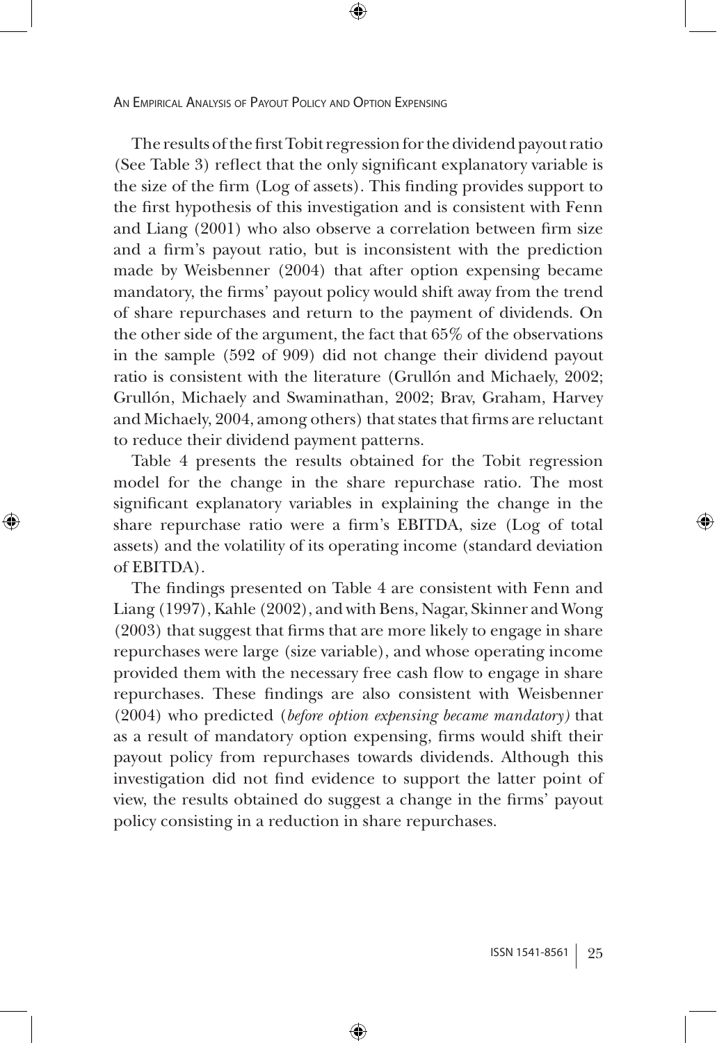The results of the first Tobit regression for the dividend payout ratio (See Table 3) reflect that the only significant explanatory variable is the size of the firm (Log of assets). This finding provides support to the first hypothesis of this investigation and is consistent with Fenn and Liang (2001) who also observe a correlation between firm size and a firm's payout ratio, but is inconsistent with the prediction made by Weisbenner (2004) that after option expensing became mandatory, the firms' payout policy would shift away from the trend of share repurchases and return to the payment of dividends. On the other side of the argument, the fact that 65% of the observations in the sample (592 of 909) did not change their dividend payout ratio is consistent with the literature (Grullón and Michaely, 2002; Grullón, Michaely and Swaminathan, 2002; Brav, Graham, Harvey and Michaely, 2004, among others) that states that firms are reluctant to reduce their dividend payment patterns.

Table 4 presents the results obtained for the Tobit regression model for the change in the share repurchase ratio. The most significant explanatory variables in explaining the change in the share repurchase ratio were a firm's EBITDA, size (Log of total assets) and the volatility of its operating income (standard deviation of EBITDA).

The findings presented on Table 4 are consistent with Fenn and Liang (1997), Kahle (2002), and with Bens, Nagar, Skinner and Wong (2003) that suggest that firms that are more likely to engage in share repurchases were large (size variable), and whose operating income provided them with the necessary free cash flow to engage in share repurchases. These findings are also consistent with Weisbenner (2004) who predicted (*before option expensing became mandatory)* that as a result of mandatory option expensing, firms would shift their payout policy from repurchases towards dividends. Although this investigation did not find evidence to support the latter point of view, the results obtained do suggest a change in the firms' payout policy consisting in a reduction in share repurchases.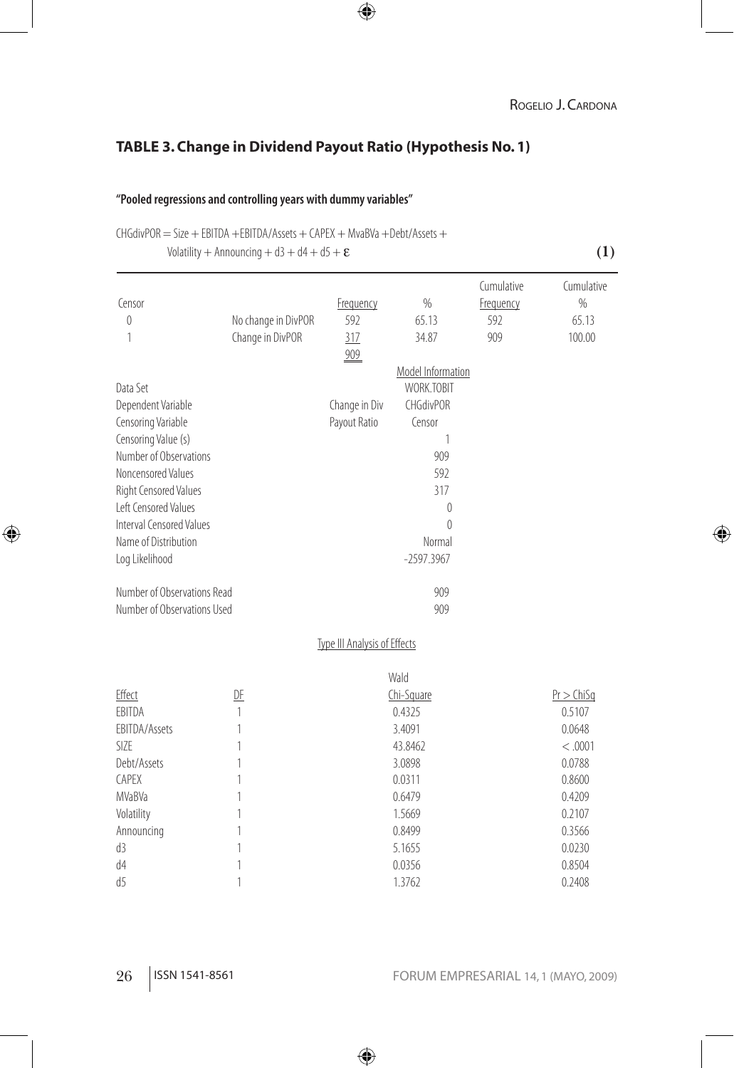## TABLE 3. Change in Dividend Payout Ratio (Hypothesis No. 1)

**"Pooled regressions and controlling years with dummy variables"**

$$CHGdivPOR = Size + EBITDA + EBITDA/Assets + CAPEX + MvaBVa + Debt/Assets + Volatility + Announcing + d3 + d4 + d5 + \varepsilon \quad (1)$$

| Censor | | Frequency | % | Cumulative Frequency | Cumulative % |
|---|---|---|---|---|---|
| 0 | No change in DivPOR | 592 | 65.13 | 592 | 65.13 |
| 1 | Change in DivPOR | 317 | 34.87 | 909 | 100.00 |
| | | 909 | | | |

**Model Information**

| | | |
|---|---|---|
| Data Set | | WORK.TOBIT |
| Dependent Variable | Change in Div Payout Ratio | CHGdivPOR |
| Censoring Variable | | Censor |
| Censoring Value (s) | | 1 |
| Number of Observations | | 909 |
| Noncensored Values | | 592 |
| Right Censored Values | | 317 |
| Left Censored Values | | 0 |
| Interval Censored Values | | 0 |
| Name of Distribution | | Normal |
| Log Likelihood | | -2597.3967 |
| Number of Observations Read | | 909 |
| Number of Observations Used | | 909 |

**Type III Analysis of Effects**

| Effect | DF | Wald Chi-Square | Pr > ChiSq |
|---|---|---|---|
| EBITDA | 1 | 0.4325 | 0.5107 |
| EBITDA/Assets | 1 | 3.4091 | 0.0648 |
| SIZE | 1 | 43.8462 | < .0001 |
| Debt/Assets | 1 | 3.0898 | 0.0788 |
| CAPEX | 1 | 0.0311 | 0.8600 |
| MVaBVa | 1 | 0.6479 | 0.4209 |
| Volatility | 1 | 1.5669 | 0.2107 |
| Announcing | 1 | 0.8499 | 0.3566 |
| d3 | 1 | 5.1655 | 0.0230 |
| d4 | 1 | 0.0356 | 0.8504 |
| d5 | 1 | 1.3762 | 0.2408 |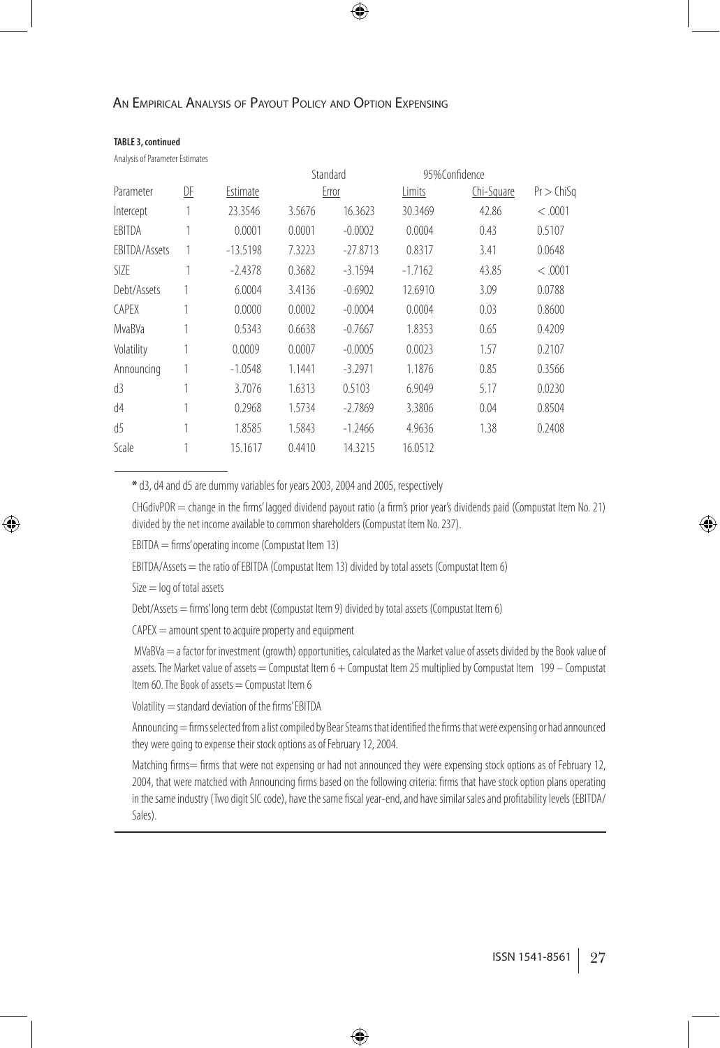**TABLE 3, continued**

Analysis of Parameter Estimates

| Parameter | DF | Estimate | Standard Error | 95%Confidence Limits | | Chi-Square | Pr > ChiSq |
|---|---|---|---|---|---|---|---|
| Intercept | 1 | 23.3546 | 3.5676 | 16.3623 | 30.3469 | 42.86 | <.0001 |
| EBITDA | 1 | 0.0001 | 0.0001 | -0.0002 | 0.0004 | 0.43 | 0.5107 |
| EBITDA/Assets | 1 | -13.5198 | 7.3223 | -27.8713 | 0.8317 | 3.41 | 0.0648 |
| SIZE | 1 | -2.4378 | 0.3682 | -3.1594 | -1.7162 | 43.85 | <.0001 |
| Debt/Assets | 1 | 6.0004 | 3.4136 | -0.6902 | 12.6910 | 3.09 | 0.0788 |
| CAPEX | 1 | 0.0000 | 0.0002 | -0.0004 | 0.0004 | 0.03 | 0.8600 |
| MvaBVa | 1 | 0.5343 | 0.6638 | -0.7667 | 1.8353 | 0.65 | 0.4209 |
| Volatility | 1 | 0.0009 | 0.0007 | -0.0005 | 0.0023 | 1.57 | 0.2107 |
| Announcing | 1 | -1.0548 | 1.1441 | -3.2971 | 1.1876 | 0.85 | 0.3566 |
| d3 | 1 | 3.7076 | 1.6313 | 0.5103 | 6.9049 | 5.17 | 0.0230 |
| d4 | 1 | 0.2968 | 1.5734 | -2.7869 | 3.3806 | 0.04 | 0.8504 |
| d5 | 1 | 1.8585 | 1.5843 | -1.2466 | 4.9636 | 1.38 | 0.2408 |
| Scale | 1 | 15.1617 | 0.4410 | 14.3215 | 16.0512 | | |

* d3, d4 and d5 are dummy variables for years 2003, 2004 and 2005, respectively

CHGdivPOR = change in the firms' lagged dividend payout ratio (a firm's prior year's dividends paid (Compustat Item No. 21) divided by the net income available to common shareholders (Compustat Item No. 237).

EBITDA = firms' operating income (Compustat Item 13)

EBITDA/Assets = the ratio of EBITDA (Compustat Item 13) divided by total assets (Compustat Item 6)

Size = log of total assets

Debt/Assets = firms' long term debt (Compustat Item 9) divided by total assets (Compustat Item 6)

CAPEX = amount spent to acquire property and equipment

MVaBVa = a factor for investment (growth) opportunities, calculated as the Market value of assets divided by the Book value of assets. The Market value of assets = Compustat Item 6 + Compustat Item 25 multiplied by Compustat Item 199 – Compustat Item 60. The Book of assets = Compustat Item 6

Volatility = standard deviation of the firms' EBITDA

Announcing = firms selected from a list compiled by Bear Stearns that identified the firms that were expensing or had announced they were going to expense their stock options as of February 12, 2004.

Matching firms= firms that were not expensing or had not announced they were expensing stock options as of February 12, 2004, that were matched with Announcing firms based on the following criteria: firms that have stock option plans operating in the same industry (Two digit SIC code), have the same fiscal year-end, and have similar sales and profitability levels (EBITDA/Sales).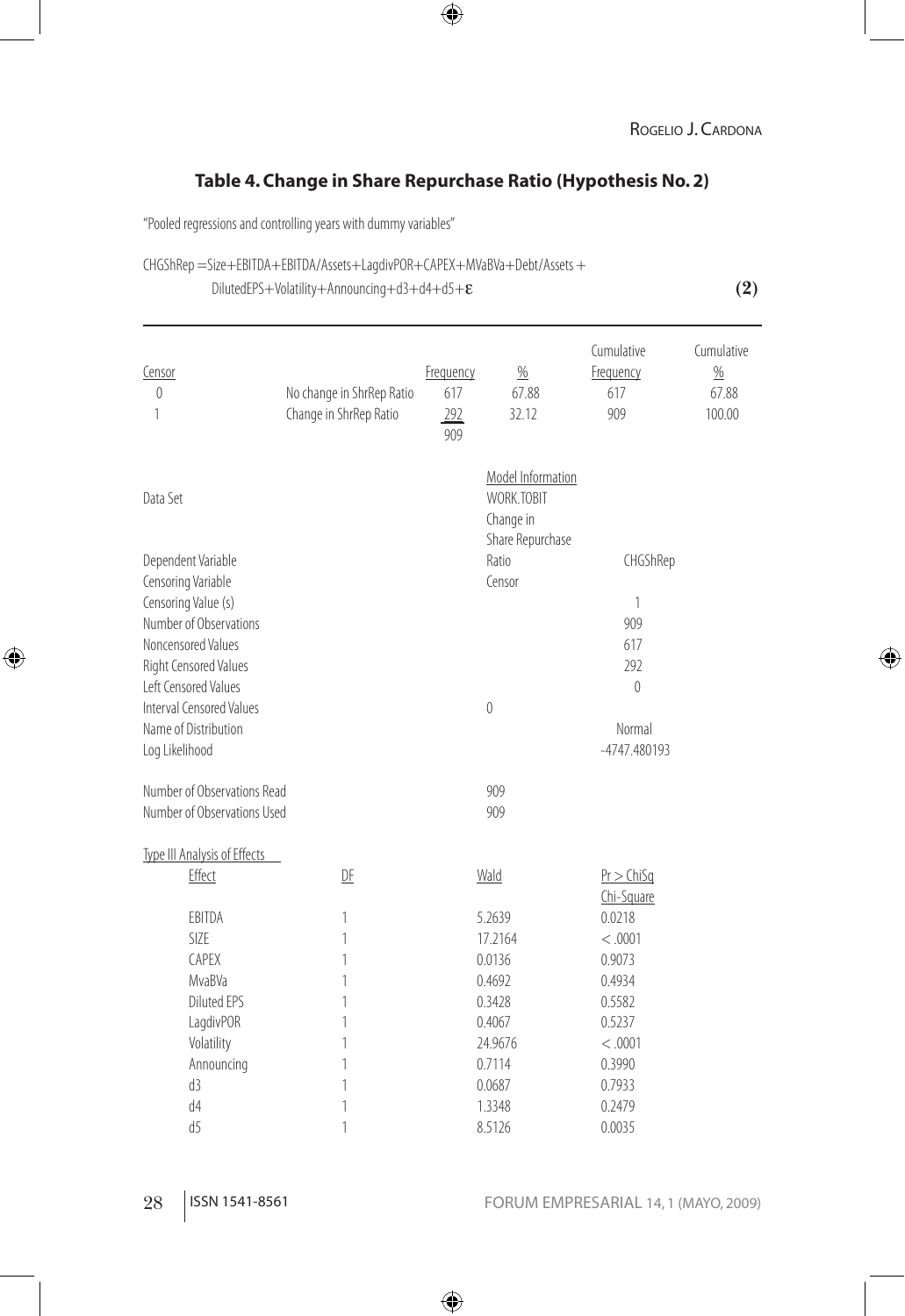## Table 4. Change in Share Repurchase Ratio (Hypothesis No. 2)

"Pooled regressions and controlling years with dummy variables"

$$\text{CHGShRep} = \text{Size} + \text{EBITDA} + \text{EBITDA/Assets} + \text{LagdivPOR} + \text{CAPEX} + \text{MVaBVa} + \text{Debt/Assets} + \text{DilutedEPS} + \text{Volatility} + \text{Announcing} + d3 + d4 + d5 + \varepsilon \quad (2)$$

| Censor | | Frequency | % | Cumulative Frequency | Cumulative % |
|---|---|---|---|---|---|
| 0 | No change in ShrRep Ratio | 617 | 67.88 | 617 | 67.88 |
| 1 | Change in ShrRep Ratio | 292 | 32.12 | 909 | 100.00 |
| | | 909 | | | |

| | Model Information | |
|---|---|---|
| Data Set | WORK.TOBIT | |
| Dependent Variable | Change in Share Repurchase Ratio | CHGShRep |
| Censoring Variable | Censor | |
| Censoring Value (s) | | 1 |
| Number of Observations | | 909 |
| Noncensored Values | | 617 |
| Right Censored Values | | 292 |
| Left Censored Values | | 0 |
| Interval Censored Values | 0 | |
| Name of Distribution | | Normal |
| Log Likelihood | | -4747.480193 |

| | |
|---|---|
| Number of Observations Read | 909 |
| Number of Observations Used | 909 |

Type III Analysis of Effects

| Effect | DF | Wald | Pr > ChiSq Chi-Square |
|---|---|---|---|
| EBITDA | 1 | 5.2639 | 0.0218 |
| SIZE | 1 | 17.2164 | < .0001 |
| CAPEX | 1 | 0.0136 | 0.9073 |
| MvaBVa | 1 | 0.4692 | 0.4934 |
| Diluted EPS | 1 | 0.3428 | 0.5582 |
| LagdivPOR | 1 | 0.4067 | 0.5237 |
| Volatility | 1 | 24.9676 | < .0001 |
| Announcing | 1 | 0.7114 | 0.3990 |
| d3 | 1 | 0.0687 | 0.7933 |
| d4 | 1 | 1.3348 | 0.2479 |
| d5 | 1 | 8.5126 | 0.0035 |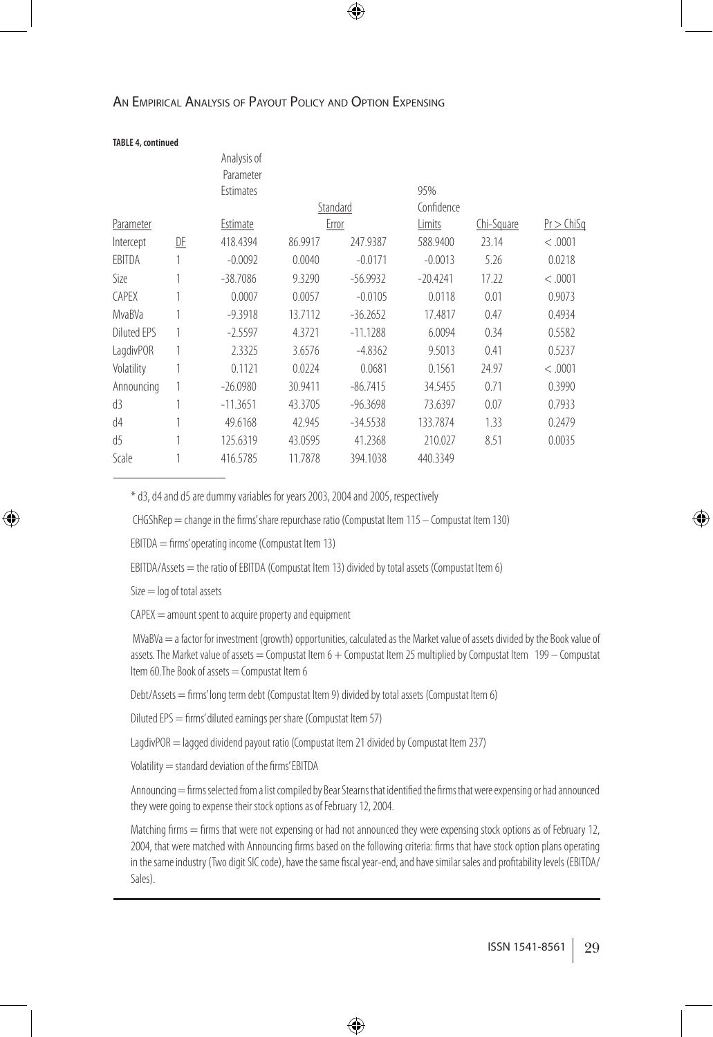**TABLE 4, continued**

| Parameter | DF | Estimate | Standard Error | | 95% Confidence Limits | Chi-Square | Pr > ChiSq |
|---|---|---|---|---|---|---|---|
| Intercept | DF | 418.4394 | 86.9917 | 247.9387 | 588.9400 | 23.14 | < .0001 |
| EBITDA | 1 | -0.0092 | 0.0040 | -0.0171 | -0.0013 | 5.26 | 0.0218 |
| Size | 1 | -38.7086 | 9.3290 | -56.9932 | -20.4241 | 17.22 | < .0001 |
| CAPEX | 1 | 0.0007 | 0.0057 | -0.0105 | 0.0118 | 0.01 | 0.9073 |
| MvaBVa | 1 | -9.3918 | 13.7112 | -36.2652 | 17.4817 | 0.47 | 0.4934 |
| Diluted EPS | 1 | -2.5597 | 4.3721 | -11.1288 | 6.0094 | 0.34 | 0.5582 |
| LagdivPOR | 1 | 2.3325 | 3.6576 | -4.8362 | 9.5013 | 0.41 | 0.5237 |
| Volatility | 1 | 0.1121 | 0.0224 | 0.0681 | 0.1561 | 24.97 | < .0001 |
| Announcing | 1 | -26.0980 | 30.9411 | -86.7415 | 34.5455 | 0.71 | 0.3990 |
| d3 | 1 | -11.3651 | 43.3705 | -96.3698 | 73.6397 | 0.07 | 0.7933 |
| d4 | 1 | 49.6168 | 42.945 | -34.5538 | 133.7874 | 1.33 | 0.2479 |
| d5 | 1 | 125.6319 | 43.0595 | 41.2368 | 210.027 | 8.51 | 0.0035 |
| Scale | 1 | 416.5785 | 11.7878 | 394.1038 | 440.3349 | | |

(Column header "Estimate" appears under "Analysis of Parameter Estimates".)

\* d3, d4 and d5 are dummy variables for years 2003, 2004 and 2005, respectively

CHGShRep = change in the firms' share repurchase ratio (Compustat Item 115 – Compustat Item 130)

EBITDA = firms' operating income (Compustat Item 13)

EBITDA/Assets = the ratio of EBITDA (Compustat Item 13) divided by total assets (Compustat Item 6)

Size = log of total assets

CAPEX = amount spent to acquire property and equipment

MVaBVa = a factor for investment (growth) opportunities, calculated as the Market value of assets divided by the Book value of assets. The Market value of assets = Compustat Item 6 + Compustat Item 25 multiplied by Compustat Item 199 – Compustat Item 60. The Book of assets = Compustat Item 6

Debt/Assets = firms' long term debt (Compustat Item 9) divided by total assets (Compustat Item 6)

Diluted EPS = firms' diluted earnings per share (Compustat Item 57)

LagdivPOR = lagged dividend payout ratio (Compustat Item 21 divided by Compustat Item 237)

Volatility = standard deviation of the firms' EBITDA

Announcing = firms selected from a list compiled by Bear Stearns that identified the firms that were expensing or had announced they were going to expense their stock options as of February 12, 2004.

Matching firms = firms that were not expensing or had not announced they were expensing stock options as of February 12, 2004, that were matched with Announcing firms based on the following criteria: firms that have stock option plans operating in the same industry (Two digit SIC code), have the same fiscal year-end, and have similar sales and profitability levels (EBITDA/Sales).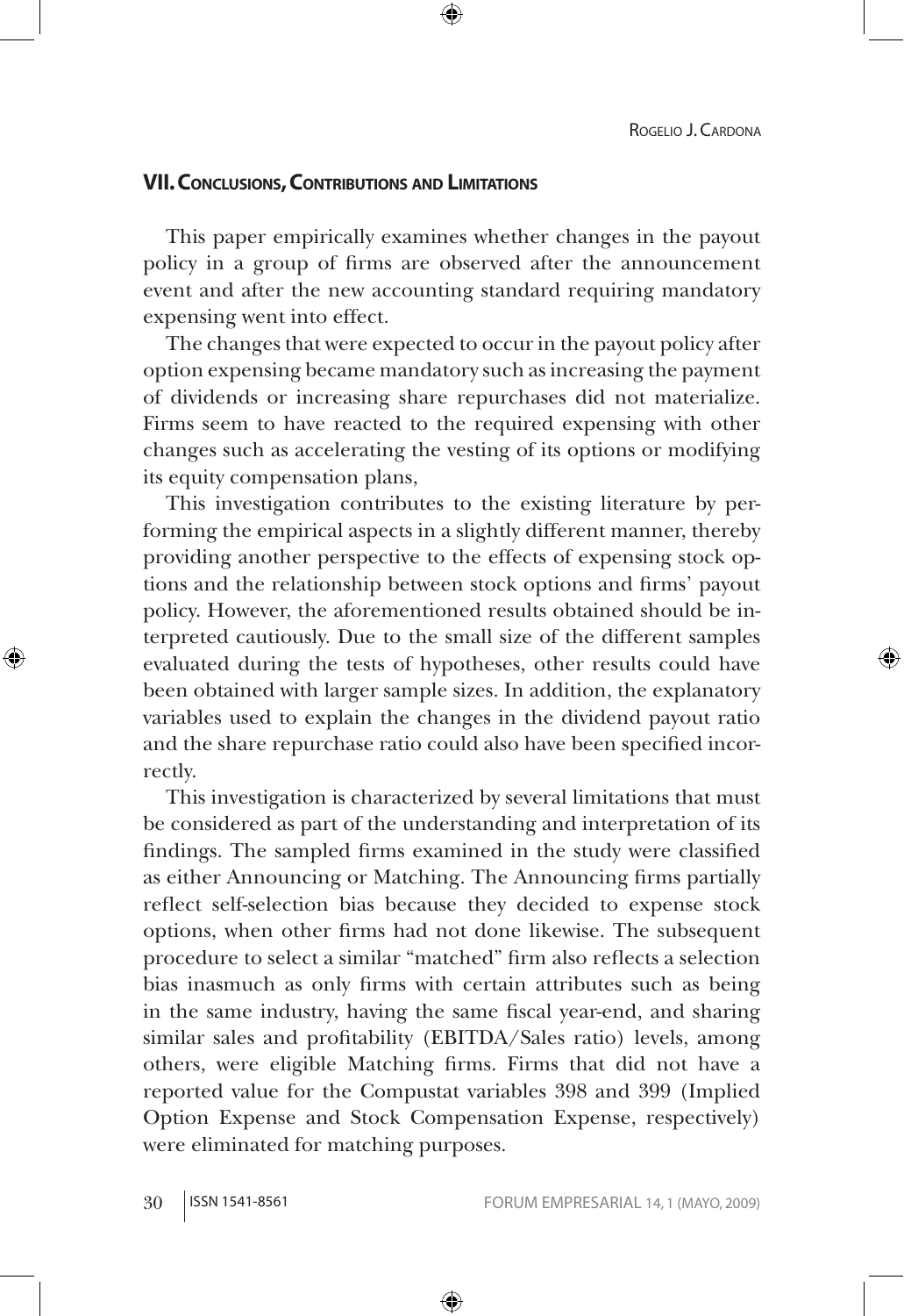## VII. Conclusions, Contributions and Limitations

This paper empirically examines whether changes in the payout policy in a group of firms are observed after the announcement event and after the new accounting standard requiring mandatory expensing went into effect.

The changes that were expected to occur in the payout policy after option expensing became mandatory such as increasing the payment of dividends or increasing share repurchases did not materialize. Firms seem to have reacted to the required expensing with other changes such as accelerating the vesting of its options or modifying its equity compensation plans,

This investigation contributes to the existing literature by performing the empirical aspects in a slightly different manner, thereby providing another perspective to the effects of expensing stock options and the relationship between stock options and firms' payout policy. However, the aforementioned results obtained should be interpreted cautiously. Due to the small size of the different samples evaluated during the tests of hypotheses, other results could have been obtained with larger sample sizes. In addition, the explanatory variables used to explain the changes in the dividend payout ratio and the share repurchase ratio could also have been specified incorrectly.

This investigation is characterized by several limitations that must be considered as part of the understanding and interpretation of its findings. The sampled firms examined in the study were classified as either Announcing or Matching. The Announcing firms partially reflect self-selection bias because they decided to expense stock options, when other firms had not done likewise. The subsequent procedure to select a similar "matched" firm also reflects a selection bias inasmuch as only firms with certain attributes such as being in the same industry, having the same fiscal year-end, and sharing similar sales and profitability (EBITDA/Sales ratio) levels, among others, were eligible Matching firms. Firms that did not have a reported value for the Compustat variables 398 and 399 (Implied Option Expense and Stock Compensation Expense, respectively) were eliminated for matching purposes.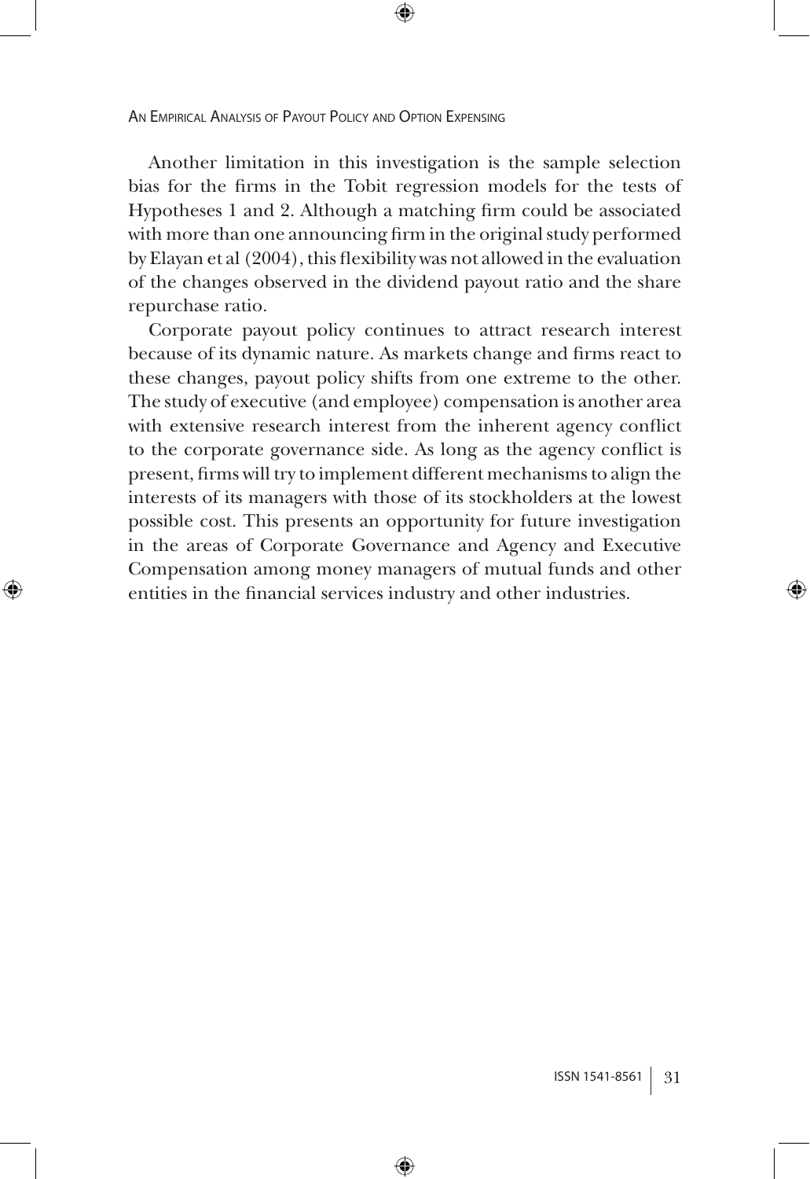Another limitation in this investigation is the sample selection bias for the firms in the Tobit regression models for the tests of Hypotheses 1 and 2. Although a matching firm could be associated with more than one announcing firm in the original study performed by Elayan et al (2004), this flexibility was not allowed in the evaluation of the changes observed in the dividend payout ratio and the share repurchase ratio.

Corporate payout policy continues to attract research interest because of its dynamic nature. As markets change and firms react to these changes, payout policy shifts from one extreme to the other. The study of executive (and employee) compensation is another area with extensive research interest from the inherent agency conflict to the corporate governance side. As long as the agency conflict is present, firms will try to implement different mechanisms to align the interests of its managers with those of its stockholders at the lowest possible cost. This presents an opportunity for future investigation in the areas of Corporate Governance and Agency and Executive Compensation among money managers of mutual funds and other entities in the financial services industry and other industries.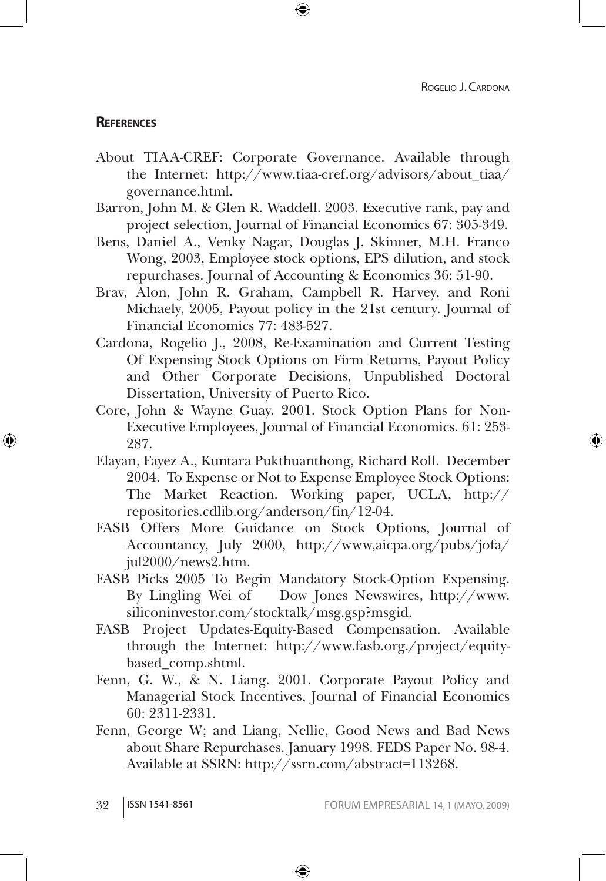## References

About TIAA-CREF: Corporate Governance. Available through the Internet: http://www.tiaa-cref.org/advisors/about_tiaa/governance.html.

Barron, John M. & Glen R. Waddell. 2003. Executive rank, pay and project selection, Journal of Financial Economics 67: 305-349.

Bens, Daniel A., Venky Nagar, Douglas J. Skinner, M.H. Franco Wong, 2003, Employee stock options, EPS dilution, and stock repurchases. Journal of Accounting & Economics 36: 51-90.

Brav, Alon, John R. Graham, Campbell R. Harvey, and Roni Michaely, 2005, Payout policy in the 21st century. Journal of Financial Economics 77: 483-527.

Cardona, Rogelio J., 2008, Re-Examination and Current Testing Of Expensing Stock Options on Firm Returns, Payout Policy and Other Corporate Decisions, Unpublished Doctoral Dissertation, University of Puerto Rico.

Core, John & Wayne Guay. 2001. Stock Option Plans for Non-Executive Employees, Journal of Financial Economics. 61: 253-287.

Elayan, Fayez A., Kuntara Pukthuanthong, Richard Roll. December 2004. To Expense or Not to Expense Employee Stock Options: The Market Reaction. Working paper, UCLA, http://repositories.cdlib.org/anderson/fin/12-04.

FASB Offers More Guidance on Stock Options, Journal of Accountancy, July 2000, http://www,aicpa.org/pubs/jofa/jul2000/news2.htm.

FASB Picks 2005 To Begin Mandatory Stock-Option Expensing. By Lingling Wei of Dow Jones Newswires, http://www.siliconinvestor.com/stocktalk/msg.gsp?msgid.

FASB Project Updates-Equity-Based Compensation. Available through the Internet: http://www.fasb.org./project/equity-based_comp.shtml.

Fenn, G. W., & N. Liang. 2001. Corporate Payout Policy and Managerial Stock Incentives, Journal of Financial Economics 60: 2311-2331.

Fenn, George W; and Liang, Nellie, Good News and Bad News about Share Repurchases. January 1998. FEDS Paper No. 98-4. Available at SSRN: http://ssrn.com/abstract=113268.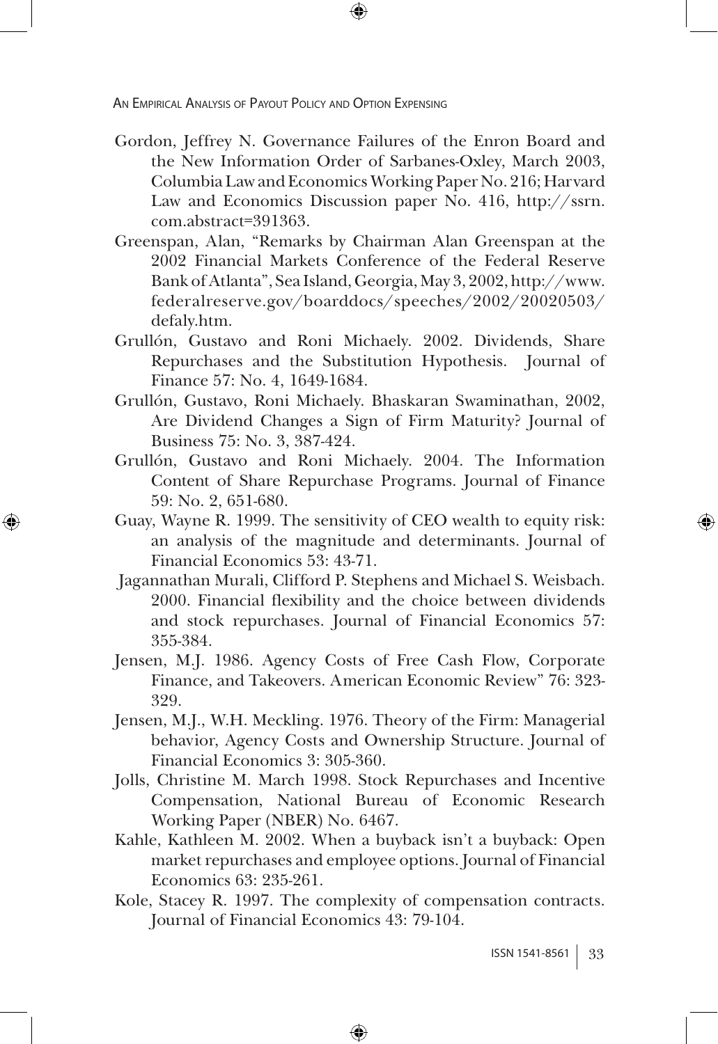Gordon, Jeffrey N. Governance Failures of the Enron Board and the New Information Order of Sarbanes-Oxley, March 2003, Columbia Law and Economics Working Paper No. 216; Harvard Law and Economics Discussion paper No. 416, http://ssrn.com.abstract=391363.

Greenspan, Alan, "Remarks by Chairman Alan Greenspan at the 2002 Financial Markets Conference of the Federal Reserve Bank of Atlanta", Sea Island, Georgia, May 3, 2002, http://www.federalreserve.gov/boarddocs/speeches/2002/20020503/defaly.htm.

Grullón, Gustavo and Roni Michaely. 2002. Dividends, Share Repurchases and the Substitution Hypothesis. Journal of Finance 57: No. 4, 1649-1684.

Grullón, Gustavo, Roni Michaely. Bhaskaran Swaminathan, 2002, Are Dividend Changes a Sign of Firm Maturity? Journal of Business 75: No. 3, 387-424.

Grullón, Gustavo and Roni Michaely. 2004. The Information Content of Share Repurchase Programs. Journal of Finance 59: No. 2, 651-680.

Guay, Wayne R. 1999. The sensitivity of CEO wealth to equity risk: an analysis of the magnitude and determinants. Journal of Financial Economics 53: 43-71.

Jagannathan Murali, Clifford P. Stephens and Michael S. Weisbach. 2000. Financial flexibility and the choice between dividends and stock repurchases. Journal of Financial Economics 57: 355-384.

Jensen, M.J. 1986. Agency Costs of Free Cash Flow, Corporate Finance, and Takeovers. American Economic Review" 76: 323-329.

Jensen, M.J., W.H. Meckling. 1976. Theory of the Firm: Managerial behavior, Agency Costs and Ownership Structure. Journal of Financial Economics 3: 305-360.

Jolls, Christine M. March 1998. Stock Repurchases and Incentive Compensation, National Bureau of Economic Research Working Paper (NBER) No. 6467.

Kahle, Kathleen M. 2002. When a buyback isn't a buyback: Open market repurchases and employee options. Journal of Financial Economics 63: 235-261.

Kole, Stacey R. 1997. The complexity of compensation contracts. Journal of Financial Economics 43: 79-104.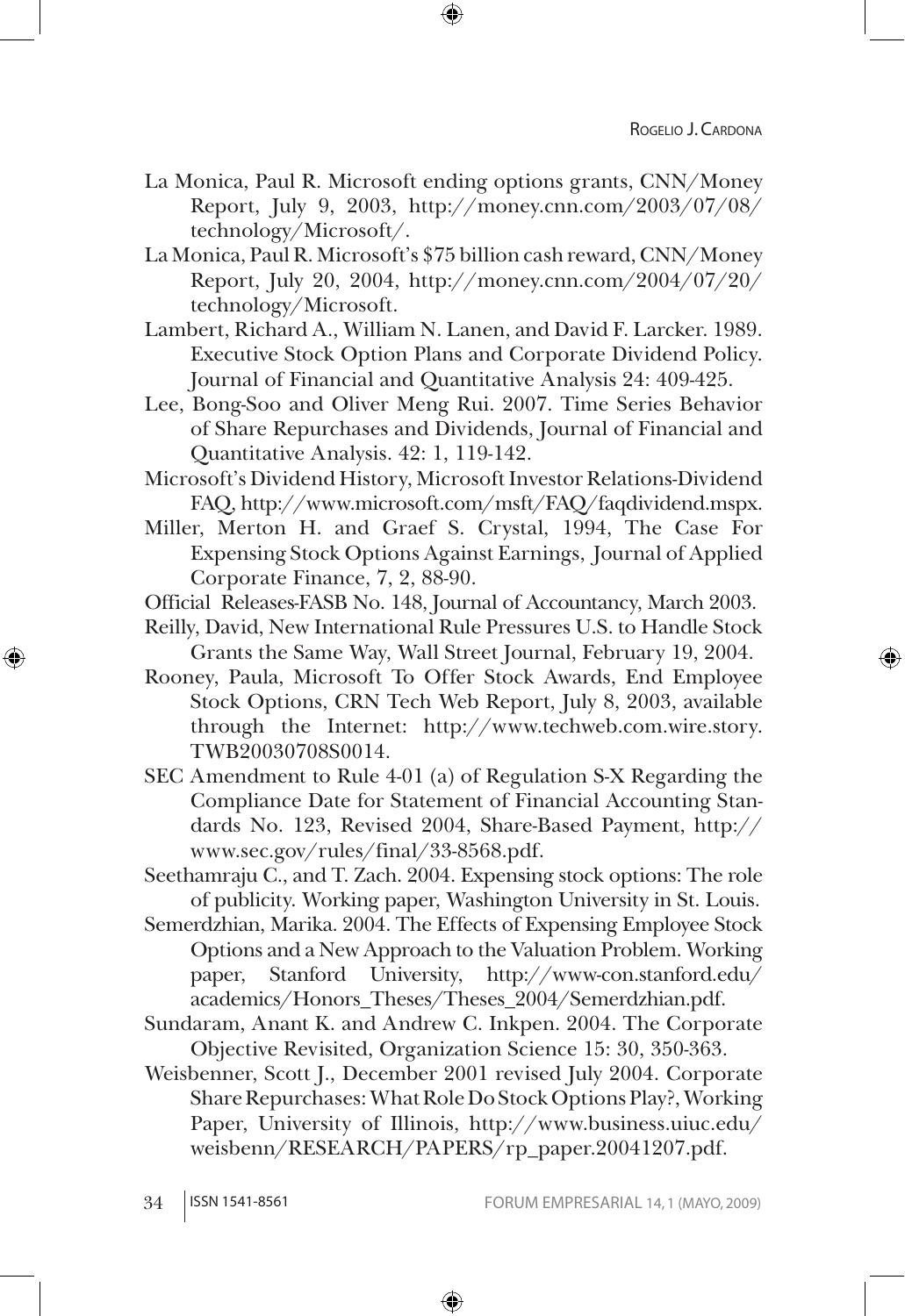La Monica, Paul R. Microsoft ending options grants, CNN/Money Report, July 9, 2003, http://money.cnn.com/2003/07/08/technology/Microsoft/.

La Monica, Paul R. Microsoft's $75 billion cash reward, CNN/Money Report, July 20, 2004, http://money.cnn.com/2004/07/20/technology/Microsoft.

Lambert, Richard A., William N. Lanen, and David F. Larcker. 1989. Executive Stock Option Plans and Corporate Dividend Policy. Journal of Financial and Quantitative Analysis 24: 409-425.

Lee, Bong-Soo and Oliver Meng Rui. 2007. Time Series Behavior of Share Repurchases and Dividends, Journal of Financial and Quantitative Analysis. 42: 1, 119-142.

Microsoft's Dividend History, Microsoft Investor Relations-Dividend FAQ, http://www.microsoft.com/msft/FAQ/faqdividend.mspx.

Miller, Merton H. and Graef S. Crystal, 1994, The Case For Expensing Stock Options Against Earnings, Journal of Applied Corporate Finance, 7, 2, 88-90.

Official Releases-FASB No. 148, Journal of Accountancy, March 2003.

Reilly, David, New International Rule Pressures U.S. to Handle Stock Grants the Same Way, Wall Street Journal, February 19, 2004.

Rooney, Paula, Microsoft To Offer Stock Awards, End Employee Stock Options, CRN Tech Web Report, July 8, 2003, available through the Internet: http://www.techweb.com.wire.story.TWB20030708S0014.

SEC Amendment to Rule 4-01 (a) of Regulation S-X Regarding the Compliance Date for Statement of Financial Accounting Standards No. 123, Revised 2004, Share-Based Payment, http://www.sec.gov/rules/final/33-8568.pdf.

Seethamraju C., and T. Zach. 2004. Expensing stock options: The role of publicity. Working paper, Washington University in St. Louis.

Semerdzhian, Marika. 2004. The Effects of Expensing Employee Stock Options and a New Approach to the Valuation Problem. Working paper, Stanford University, http://www-con.stanford.edu/academics/Honors_Theses/Theses_2004/Semerdzhian.pdf.

Sundaram, Anant K. and Andrew C. Inkpen. 2004. The Corporate Objective Revisited, Organization Science 15: 30, 350-363.

Weisbenner, Scott J., December 2001 revised July 2004. Corporate Share Repurchases: What Role Do Stock Options Play?, Working Paper, University of Illinois, http://www.business.uiuc.edu/weisbenn/RESEARCH/PAPERS/rp_paper.20041207.pdf.